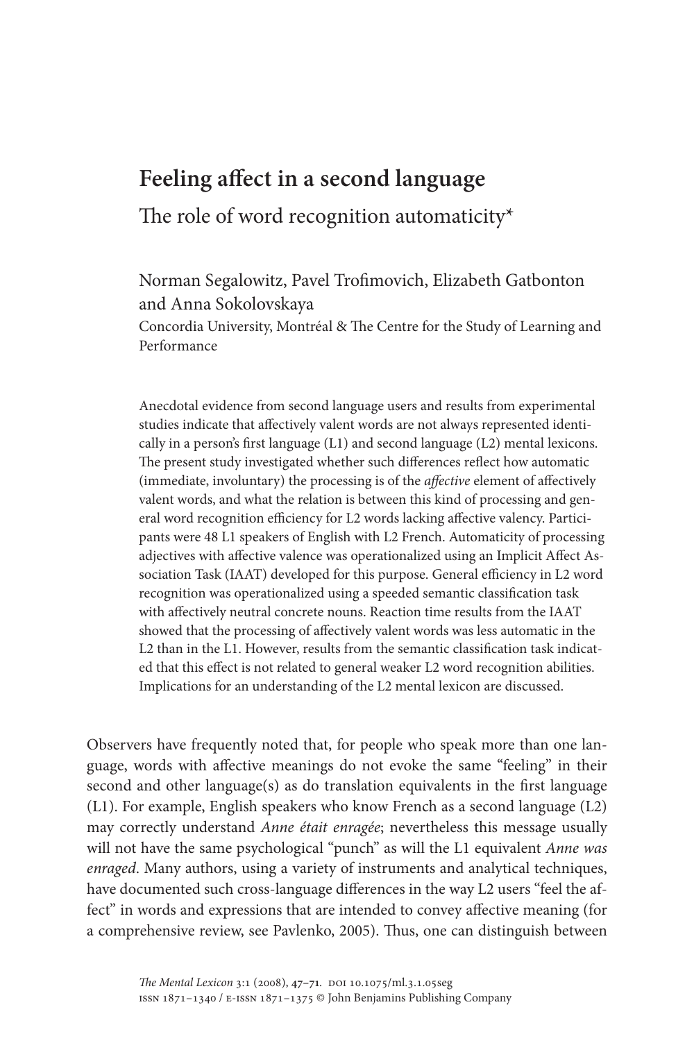# Feeling affect in a second language

## The role of word recognition automaticity*

Norman Segalowitz, Pavel Trofimovich, Elizabeth Gatbonton and Anna Sokolovskaya

Concordia University, Montréal & The Centre for the Study of Learning and Performance

Anecdotal evidence from second language users and results from experimental studies indicate that affectively valent words are not always represented identically in a person's first language (L1) and second language (L2) mental lexicons. The present study investigated whether such differences reflect how automatic (immediate, involuntary) the processing is of the *affective* element of affectively valent words, and what the relation is between this kind of processing and general word recognition efficiency for L2 words lacking affective valency. Participants were 48 L1 speakers of English with L2 French. Automaticity of processing adjectives with affective valence was operationalized using an Implicit Affect Association Task (IAAT) developed for this purpose. General efficiency in L2 word recognition was operationalized using a speeded semantic classification task with affectively neutral concrete nouns. Reaction time results from the IAAT showed that the processing of affectively valent words was less automatic in the L2 than in the L1. However, results from the semantic classification task indicated that this effect is not related to general weaker L2 word recognition abilities. Implications for an understanding of the L2 mental lexicon are discussed.

Observers have frequently noted that, for people who speak more than one language, words with affective meanings do not evoke the same "feeling" in their second and other language(s) as do translation equivalents in the first language (L1). For example, English speakers who know French as a second language (L2) may correctly understand *Anne était enragée*; nevertheless this message usually will not have the same psychological "punch" as will the L1 equivalent *Anne was enraged*. Many authors, using a variety of instruments and analytical techniques, have documented such cross-language differences in the way L2 users "feel the affect" in words and expressions that are intended to convey affective meaning (for a comprehensive review, see Pavlenko, 2005). Thus, one can distinguish between

*The Mental Lexicon* 3:1 (2008), 47–71. DOI 10.1075/ml.3.1.05seg
ISSN 1871–1340 / E-ISSN 1871–1375 © John Benjamins Publishing Company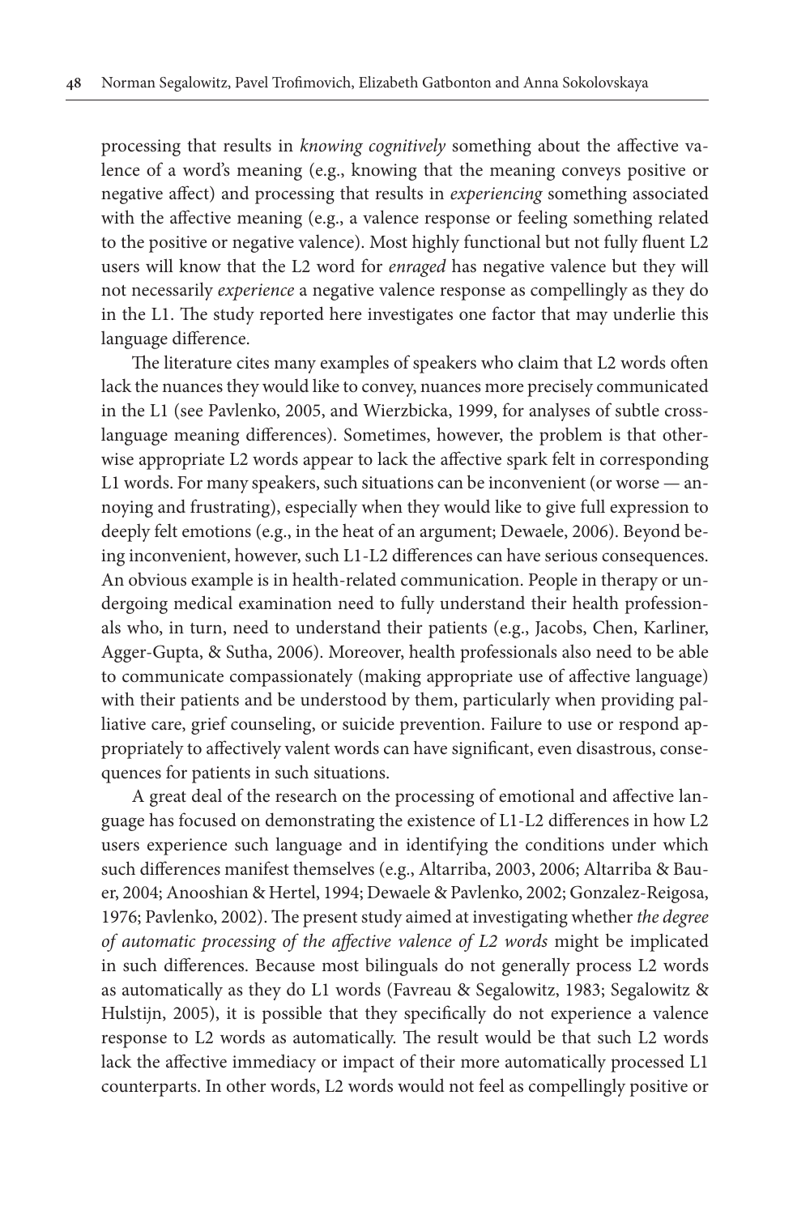processing that results in *knowing cognitively* something about the affective valence of a word's meaning (e.g., knowing that the meaning conveys positive or negative affect) and processing that results in *experiencing* something associated with the affective meaning (e.g., a valence response or feeling something related to the positive or negative valence). Most highly functional but not fully fluent L2 users will know that the L2 word for *enraged* has negative valence but they will not necessarily *experience* a negative valence response as compellingly as they do in the L1. The study reported here investigates one factor that may underlie this language difference.

The literature cites many examples of speakers who claim that L2 words often lack the nuances they would like to convey, nuances more precisely communicated in the L1 (see Pavlenko, 2005, and Wierzbicka, 1999, for analyses of subtle cross-language meaning differences). Sometimes, however, the problem is that otherwise appropriate L2 words appear to lack the affective spark felt in corresponding L1 words. For many speakers, such situations can be inconvenient (or worse — annoying and frustrating), especially when they would like to give full expression to deeply felt emotions (e.g., in the heat of an argument; Dewaele, 2006). Beyond being inconvenient, however, such L1-L2 differences can have serious consequences. An obvious example is in health-related communication. People in therapy or undergoing medical examination need to fully understand their health professionals who, in turn, need to understand their patients (e.g., Jacobs, Chen, Karliner, Agger-Gupta, & Sutha, 2006). Moreover, health professionals also need to be able to communicate compassionately (making appropriate use of affective language) with their patients and be understood by them, particularly when providing palliative care, grief counseling, or suicide prevention. Failure to use or respond appropriately to affectively valent words can have significant, even disastrous, consequences for patients in such situations.

A great deal of the research on the processing of emotional and affective language has focused on demonstrating the existence of L1-L2 differences in how L2 users experience such language and in identifying the conditions under which such differences manifest themselves (e.g., Altarriba, 2003, 2006; Altarriba & Bauer, 2004; Anooshian & Hertel, 1994; Dewaele & Pavlenko, 2002; Gonzalez-Reigosa, 1976; Pavlenko, 2002). The present study aimed at investigating whether *the degree of automatic processing of the affective valence of L2 words* might be implicated in such differences. Because most bilinguals do not generally process L2 words as automatically as they do L1 words (Favreau & Segalowitz, 1983; Segalowitz & Hulstijn, 2005), it is possible that they specifically do not experience a valence response to L2 words as automatically. The result would be that such L2 words lack the affective immediacy or impact of their more automatically processed L1 counterparts. In other words, L2 words would not feel as compellingly positive or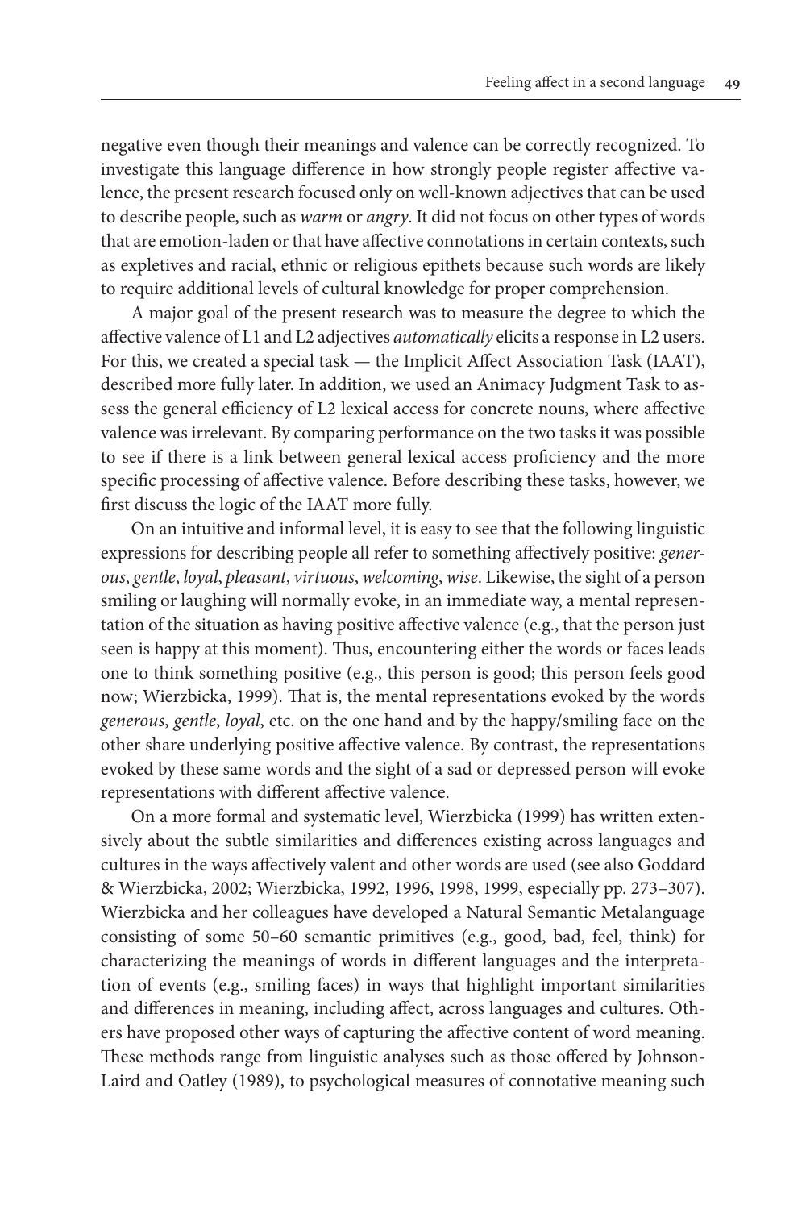negative even though their meanings and valence can be correctly recognized. To investigate this language difference in how strongly people register affective valence, the present research focused only on well-known adjectives that can be used to describe people, such as *warm* or *angry*. It did not focus on other types of words that are emotion-laden or that have affective connotations in certain contexts, such as expletives and racial, ethnic or religious epithets because such words are likely to require additional levels of cultural knowledge for proper comprehension.

A major goal of the present research was to measure the degree to which the affective valence of L1 and L2 adjectives *automatically* elicits a response in L2 users. For this, we created a special task — the Implicit Affect Association Task (IAAT), described more fully later. In addition, we used an Animacy Judgment Task to assess the general efficiency of L2 lexical access for concrete nouns, where affective valence was irrelevant. By comparing performance on the two tasks it was possible to see if there is a link between general lexical access proficiency and the more specific processing of affective valence. Before describing these tasks, however, we first discuss the logic of the IAAT more fully.

On an intuitive and informal level, it is easy to see that the following linguistic expressions for describing people all refer to something affectively positive: *generous*, *gentle*, *loyal*, *pleasant*, *virtuous*, *welcoming*, *wise*. Likewise, the sight of a person smiling or laughing will normally evoke, in an immediate way, a mental representation of the situation as having positive affective valence (e.g., that the person just seen is happy at this moment). Thus, encountering either the words or faces leads one to think something positive (e.g., this person is good; this person feels good now; Wierzbicka, 1999). That is, the mental representations evoked by the words *generous*, *gentle*, *loyal*, etc. on the one hand and by the happy/smiling face on the other share underlying positive affective valence. By contrast, the representations evoked by these same words and the sight of a sad or depressed person will evoke representations with different affective valence.

On a more formal and systematic level, Wierzbicka (1999) has written extensively about the subtle similarities and differences existing across languages and cultures in the ways affectively valent and other words are used (see also Goddard & Wierzbicka, 2002; Wierzbicka, 1992, 1996, 1998, 1999, especially pp. 273–307). Wierzbicka and her colleagues have developed a Natural Semantic Metalanguage consisting of some 50–60 semantic primitives (e.g., good, bad, feel, think) for characterizing the meanings of words in different languages and the interpretation of events (e.g., smiling faces) in ways that highlight important similarities and differences in meaning, including affect, across languages and cultures. Others have proposed other ways of capturing the affective content of word meaning. These methods range from linguistic analyses such as those offered by Johnson-Laird and Oatley (1989), to psychological measures of connotative meaning such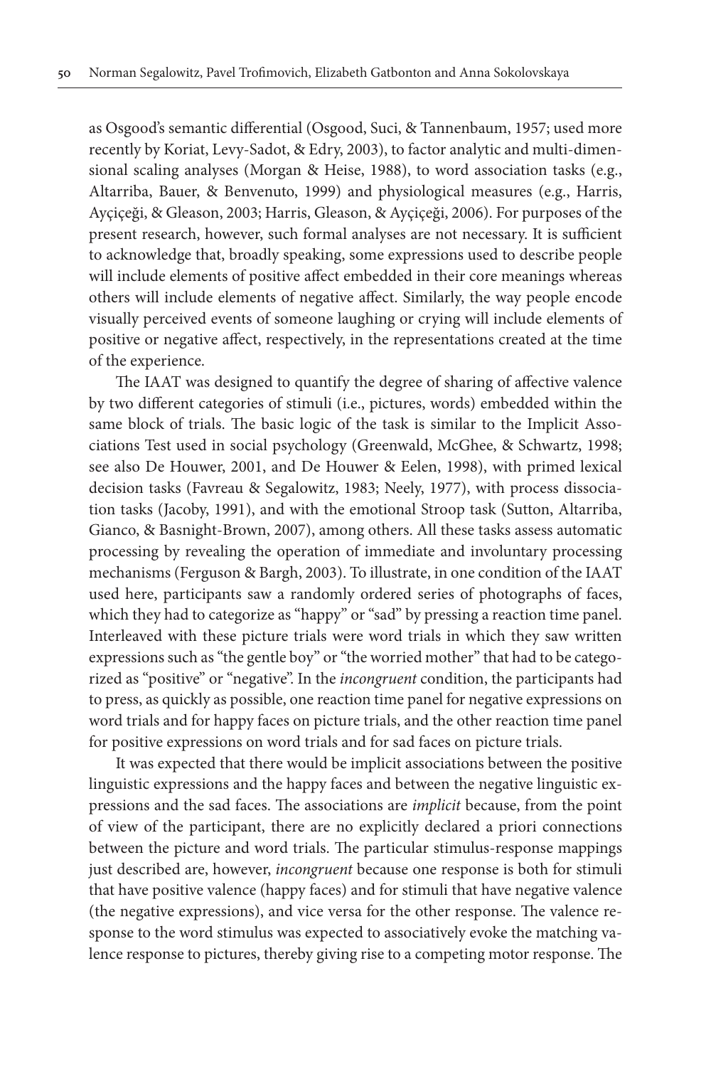as Osgood's semantic differential (Osgood, Suci, & Tannenbaum, 1957; used more recently by Koriat, Levy-Sadot, & Edry, 2003), to factor analytic and multi-dimensional scaling analyses (Morgan & Heise, 1988), to word association tasks (e.g., Altarriba, Bauer, & Benvenuto, 1999) and physiological measures (e.g., Harris, Ayçiçeği, & Gleason, 2003; Harris, Gleason, & Ayçiçeği, 2006). For purposes of the present research, however, such formal analyses are not necessary. It is sufficient to acknowledge that, broadly speaking, some expressions used to describe people will include elements of positive affect embedded in their core meanings whereas others will include elements of negative affect. Similarly, the way people encode visually perceived events of someone laughing or crying will include elements of positive or negative affect, respectively, in the representations created at the time of the experience.

The IAAT was designed to quantify the degree of sharing of affective valence by two different categories of stimuli (i.e., pictures, words) embedded within the same block of trials. The basic logic of the task is similar to the Implicit Associations Test used in social psychology (Greenwald, McGhee, & Schwartz, 1998; see also De Houwer, 2001, and De Houwer & Eelen, 1998), with primed lexical decision tasks (Favreau & Segalowitz, 1983; Neely, 1977), with process dissociation tasks (Jacoby, 1991), and with the emotional Stroop task (Sutton, Altarriba, Gianco, & Basnight-Brown, 2007), among others. All these tasks assess automatic processing by revealing the operation of immediate and involuntary processing mechanisms (Ferguson & Bargh, 2003). To illustrate, in one condition of the IAAT used here, participants saw a randomly ordered series of photographs of faces, which they had to categorize as "happy" or "sad" by pressing a reaction time panel. Interleaved with these picture trials were word trials in which they saw written expressions such as "the gentle boy" or "the worried mother" that had to be categorized as "positive" or "negative". In the *incongruent* condition, the participants had to press, as quickly as possible, one reaction time panel for negative expressions on word trials and for happy faces on picture trials, and the other reaction time panel for positive expressions on word trials and for sad faces on picture trials.

It was expected that there would be implicit associations between the positive linguistic expressions and the happy faces and between the negative linguistic expressions and the sad faces. The associations are *implicit* because, from the point of view of the participant, there are no explicitly declared a priori connections between the picture and word trials. The particular stimulus-response mappings just described are, however, *incongruent* because one response is both for stimuli that have positive valence (happy faces) and for stimuli that have negative valence (the negative expressions), and vice versa for the other response. The valence response to the word stimulus was expected to associatively evoke the matching valence response to pictures, thereby giving rise to a competing motor response. The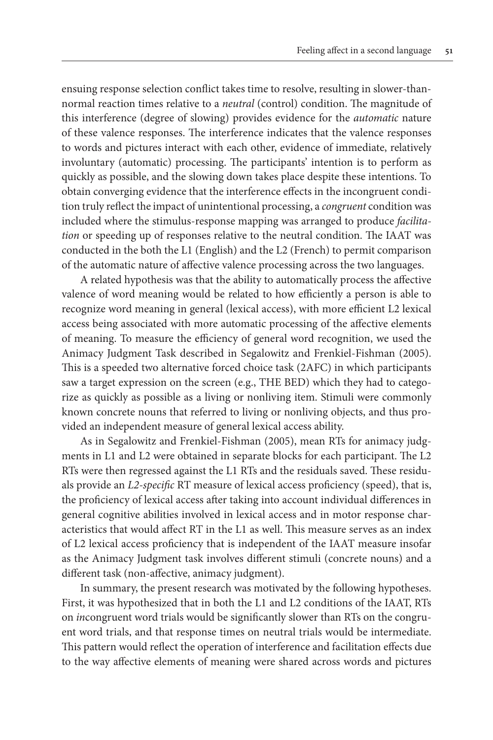ensuing response selection conflict takes time to resolve, resulting in slower-than-normal reaction times relative to a *neutral* (control) condition. The magnitude of this interference (degree of slowing) provides evidence for the *automatic* nature of these valence responses. The interference indicates that the valence responses to words and pictures interact with each other, evidence of immediate, relatively involuntary (automatic) processing. The participants' intention is to perform as quickly as possible, and the slowing down takes place despite these intentions. To obtain converging evidence that the interference effects in the incongruent condition truly reflect the impact of unintentional processing, a *congruent* condition was included where the stimulus-response mapping was arranged to produce *facilitation* or speeding up of responses relative to the neutral condition. The IAAT was conducted in the both the L1 (English) and the L2 (French) to permit comparison of the automatic nature of affective valence processing across the two languages.

A related hypothesis was that the ability to automatically process the affective valence of word meaning would be related to how efficiently a person is able to recognize word meaning in general (lexical access), with more efficient L2 lexical access being associated with more automatic processing of the affective elements of meaning. To measure the efficiency of general word recognition, we used the Animacy Judgment Task described in Segalowitz and Frenkiel-Fishman (2005). This is a speeded two alternative forced choice task (2AFC) in which participants saw a target expression on the screen (e.g., THE BED) which they had to categorize as quickly as possible as a living or nonliving item. Stimuli were commonly known concrete nouns that referred to living or nonliving objects, and thus provided an independent measure of general lexical access ability.

As in Segalowitz and Frenkiel-Fishman (2005), mean RTs for animacy judgments in L1 and L2 were obtained in separate blocks for each participant. The L2 RTs were then regressed against the L1 RTs and the residuals saved. These residuals provide an *L2-specific* RT measure of lexical access proficiency (speed), that is, the proficiency of lexical access after taking into account individual differences in general cognitive abilities involved in lexical access and in motor response characteristics that would affect RT in the L1 as well. This measure serves as an index of L2 lexical access proficiency that is independent of the IAAT measure insofar as the Animacy Judgment task involves different stimuli (concrete nouns) and a different task (non-affective, animacy judgment).

In summary, the present research was motivated by the following hypotheses. First, it was hypothesized that in both the L1 and L2 conditions of the IAAT, RTs on *in*congruent word trials would be significantly slower than RTs on the congruent word trials, and that response times on neutral trials would be intermediate. This pattern would reflect the operation of interference and facilitation effects due to the way affective elements of meaning were shared across words and pictures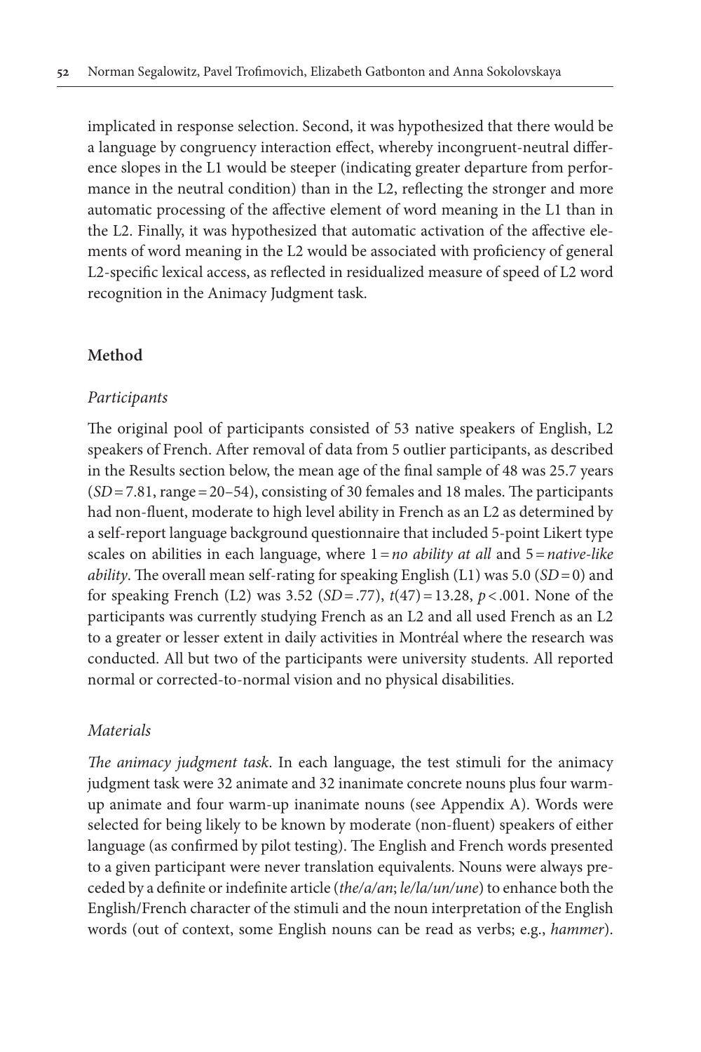implicated in response selection. Second, it was hypothesized that there would be a language by congruency interaction effect, whereby incongruent-neutral difference slopes in the L1 would be steeper (indicating greater departure from performance in the neutral condition) than in the L2, reflecting the stronger and more automatic processing of the affective element of word meaning in the L1 than in the L2. Finally, it was hypothesized that automatic activation of the affective elements of word meaning in the L2 would be associated with proficiency of general L2-specific lexical access, as reflected in residualized measure of speed of L2 word recognition in the Animacy Judgment task.

## Method

### *Participants*

The original pool of participants consisted of 53 native speakers of English, L2 speakers of French. After removal of data from 5 outlier participants, as described in the Results section below, the mean age of the final sample of 48 was 25.7 years ($SD = 7.81$, range = 20–54), consisting of 30 females and 18 males. The participants had non-fluent, moderate to high level ability in French as an L2 as determined by a self-report language background questionnaire that included 5-point Likert type scales on abilities in each language, where 1 = *no ability at all* and 5 = *native-like ability*. The overall mean self-rating for speaking English (L1) was 5.0 ($SD = 0$) and for speaking French (L2) was 3.52 ($SD = .77$), $t(47) = 13.28$, $p < .001$. None of the participants was currently studying French as an L2 and all used French as an L2 to a greater or lesser extent in daily activities in Montréal where the research was conducted. All but two of the participants were university students. All reported normal or corrected-to-normal vision and no physical disabilities.

### *Materials*

*The animacy judgment task*. In each language, the test stimuli for the animacy judgment task were 32 animate and 32 inanimate concrete nouns plus four warm-up animate and four warm-up inanimate nouns (see Appendix A). Words were selected for being likely to be known by moderate (non-fluent) speakers of either language (as confirmed by pilot testing). The English and French words presented to a given participant were never translation equivalents. Nouns were always preceded by a definite or indefinite article (*the/a/an*; *le/la/un/une*) to enhance both the English/French character of the stimuli and the noun interpretation of the English words (out of context, some English nouns can be read as verbs; e.g., *hammer*).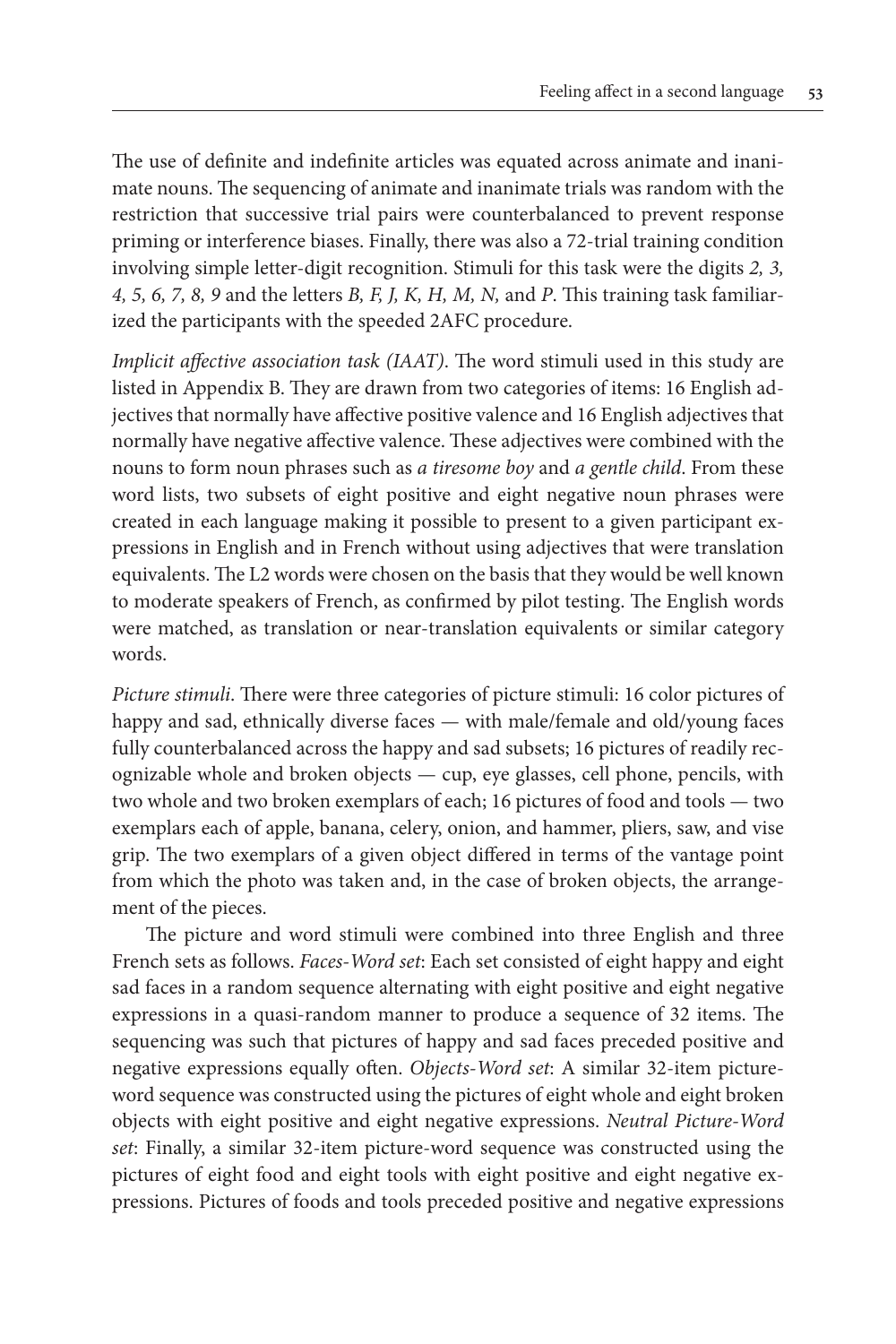The use of definite and indefinite articles was equated across animate and inanimate nouns. The sequencing of animate and inanimate trials was random with the restriction that successive trial pairs were counterbalanced to prevent response priming or interference biases. Finally, there was also a 72-trial training condition involving simple letter-digit recognition. Stimuli for this task were the digits *2, 3, 4, 5, 6, 7, 8, 9* and the letters *B, F, J, K, H, M, N,* and *P*. This training task familiarized the participants with the speeded 2AFC procedure.

*Implicit affective association task (IAAT)*. The word stimuli used in this study are listed in Appendix B. They are drawn from two categories of items: 16 English adjectives that normally have affective positive valence and 16 English adjectives that normally have negative affective valence. These adjectives were combined with the nouns to form noun phrases such as *a tiresome boy* and *a gentle child*. From these word lists, two subsets of eight positive and eight negative noun phrases were created in each language making it possible to present to a given participant expressions in English and in French without using adjectives that were translation equivalents. The L2 words were chosen on the basis that they would be well known to moderate speakers of French, as confirmed by pilot testing. The English words were matched, as translation or near-translation equivalents or similar category words.

*Picture stimuli*. There were three categories of picture stimuli: 16 color pictures of happy and sad, ethnically diverse faces — with male/female and old/young faces fully counterbalanced across the happy and sad subsets; 16 pictures of readily recognizable whole and broken objects — cup, eye glasses, cell phone, pencils, with two whole and two broken exemplars of each; 16 pictures of food and tools — two exemplars each of apple, banana, celery, onion, and hammer, pliers, saw, and vise grip. The two exemplars of a given object differed in terms of the vantage point from which the photo was taken and, in the case of broken objects, the arrangement of the pieces.

The picture and word stimuli were combined into three English and three French sets as follows. *Faces-Word set*: Each set consisted of eight happy and eight sad faces in a random sequence alternating with eight positive and eight negative expressions in a quasi-random manner to produce a sequence of 32 items. The sequencing was such that pictures of happy and sad faces preceded positive and negative expressions equally often. *Objects-Word set*: A similar 32-item picture-word sequence was constructed using the pictures of eight whole and eight broken objects with eight positive and eight negative expressions. *Neutral Picture-Word set*: Finally, a similar 32-item picture-word sequence was constructed using the pictures of eight food and eight tools with eight positive and eight negative expressions. Pictures of foods and tools preceded positive and negative expressions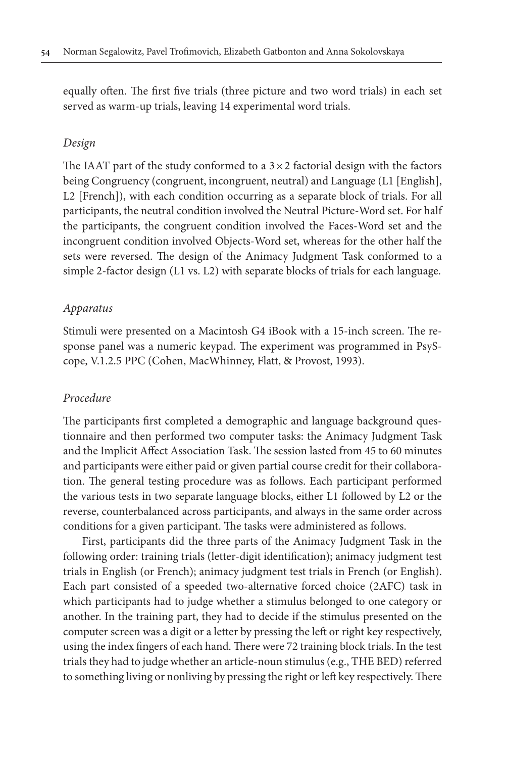equally often. The first five trials (three picture and two word trials) in each set served as warm-up trials, leaving 14 experimental word trials.

### *Design*

The IAAT part of the study conformed to a $3 \times 2$ factorial design with the factors being Congruency (congruent, incongruent, neutral) and Language (L1 [English], L2 [French]), with each condition occurring as a separate block of trials. For all participants, the neutral condition involved the Neutral Picture-Word set. For half the participants, the congruent condition involved the Faces-Word set and the incongruent condition involved Objects-Word set, whereas for the other half the sets were reversed. The design of the Animacy Judgment Task conformed to a simple 2-factor design (L1 vs. L2) with separate blocks of trials for each language.

### *Apparatus*

Stimuli were presented on a Macintosh G4 iBook with a 15-inch screen. The response panel was a numeric keypad. The experiment was programmed in PsyScope, V.1.2.5 PPC (Cohen, MacWhinney, Flatt, & Provost, 1993).

### *Procedure*

The participants first completed a demographic and language background questionnaire and then performed two computer tasks: the Animacy Judgment Task and the Implicit Affect Association Task. The session lasted from 45 to 60 minutes and participants were either paid or given partial course credit for their collaboration. The general testing procedure was as follows. Each participant performed the various tests in two separate language blocks, either L1 followed by L2 or the reverse, counterbalanced across participants, and always in the same order across conditions for a given participant. The tasks were administered as follows.

First, participants did the three parts of the Animacy Judgment Task in the following order: training trials (letter-digit identification); animacy judgment test trials in English (or French); animacy judgment test trials in French (or English). Each part consisted of a speeded two-alternative forced choice (2AFC) task in which participants had to judge whether a stimulus belonged to one category or another. In the training part, they had to decide if the stimulus presented on the computer screen was a digit or a letter by pressing the left or right key respectively, using the index fingers of each hand. There were 72 training block trials. In the test trials they had to judge whether an article-noun stimulus (e.g., THE BED) referred to something living or nonliving by pressing the right or left key respectively. There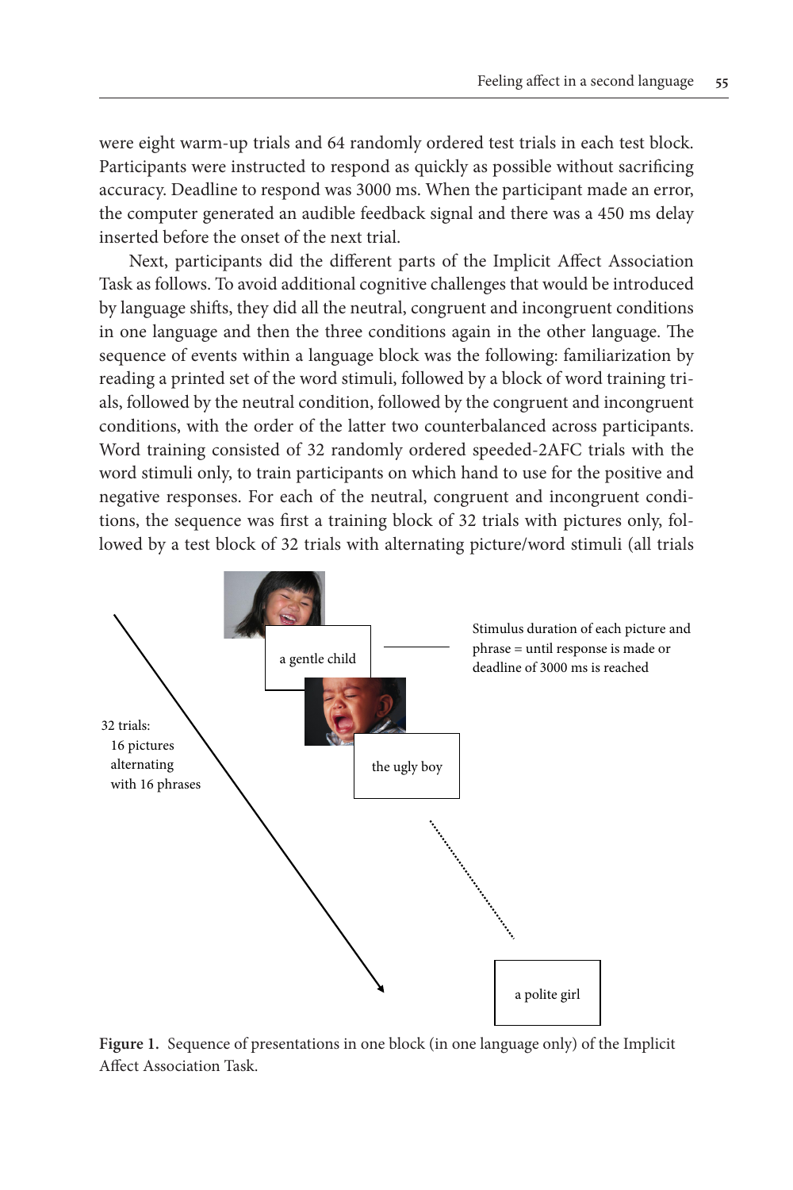were eight warm-up trials and 64 randomly ordered test trials in each test block. Participants were instructed to respond as quickly as possible without sacrificing accuracy. Deadline to respond was 3000 ms. When the participant made an error, the computer generated an audible feedback signal and there was a 450 ms delay inserted before the onset of the next trial.

Next, participants did the different parts of the Implicit Affect Association Task as follows. To avoid additional cognitive challenges that would be introduced by language shifts, they did all the neutral, congruent and incongruent conditions in one language and then the three conditions again in the other language. The sequence of events within a language block was the following: familiarization by reading a printed set of the word stimuli, followed by a block of word training trials, followed by the neutral condition, followed by the congruent and incongruent conditions, with the order of the latter two counterbalanced across participants. Word training consisted of 32 randomly ordered speeded-2AFC trials with the word stimuli only, to train participants on which hand to use for the positive and negative responses. For each of the neutral, congruent and incongruent conditions, the sequence was first a training block of 32 trials with pictures only, followed by a test block of 32 trials with alternating picture/word stimuli (all trials

32 trials:
16 pictures
alternating
with 16 phrases

a gentle child

the ugly boy

a polite girl

Stimulus duration of each picture and phrase = until response is made or deadline of 3000 ms is reached

**Figure 1.** Sequence of presentations in one block (in one language only) of the Implicit Affect Association Task.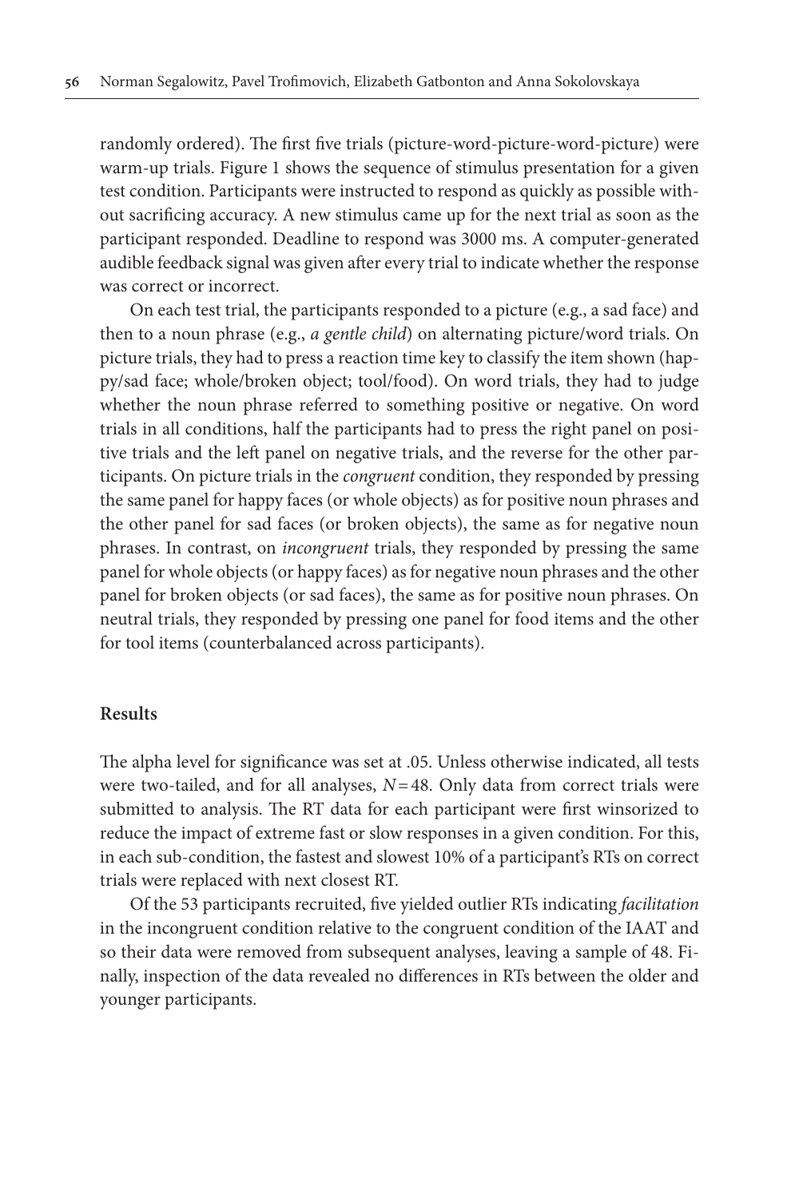randomly ordered). The first five trials (picture-word-picture-word-picture) were warm-up trials. Figure 1 shows the sequence of stimulus presentation for a given test condition. Participants were instructed to respond as quickly as possible without sacrificing accuracy. A new stimulus came up for the next trial as soon as the participant responded. Deadline to respond was 3000 ms. A computer-generated audible feedback signal was given after every trial to indicate whether the response was correct or incorrect.

On each test trial, the participants responded to a picture (e.g., a sad face) and then to a noun phrase (e.g., *a gentle child*) on alternating picture/word trials. On picture trials, they had to press a reaction time key to classify the item shown (happy/sad face; whole/broken object; tool/food). On word trials, they had to judge whether the noun phrase referred to something positive or negative. On word trials in all conditions, half the participants had to press the right panel on positive trials and the left panel on negative trials, and the reverse for the other participants. On picture trials in the *congruent* condition, they responded by pressing the same panel for happy faces (or whole objects) as for positive noun phrases and the other panel for sad faces (or broken objects), the same as for negative noun phrases. In contrast, on *incongruent* trials, they responded by pressing the same panel for whole objects (or happy faces) as for negative noun phrases and the other panel for broken objects (or sad faces), the same as for positive noun phrases. On neutral trials, they responded by pressing one panel for food items and the other for tool items (counterbalanced across participants).

## Results

The alpha level for significance was set at .05. Unless otherwise indicated, all tests were two-tailed, and for all analyses, $N = 48$. Only data from correct trials were submitted to analysis. The RT data for each participant were first winsorized to reduce the impact of extreme fast or slow responses in a given condition. For this, in each sub-condition, the fastest and slowest 10% of a participant's RTs on correct trials were replaced with next closest RT.

Of the 53 participants recruited, five yielded outlier RTs indicating *facilitation* in the incongruent condition relative to the congruent condition of the IAAT and so their data were removed from subsequent analyses, leaving a sample of 48. Finally, inspection of the data revealed no differences in RTs between the older and younger participants.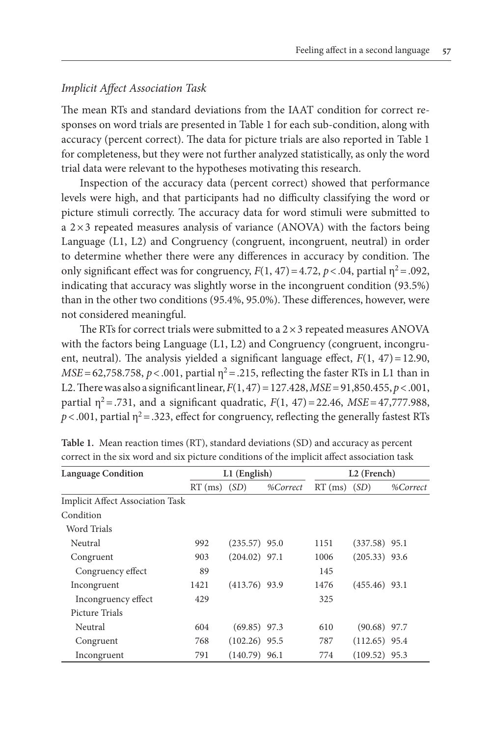### *Implicit Affect Association Task*

The mean RTs and standard deviations from the IAAT condition for correct responses on word trials are presented in Table 1 for each sub-condition, along with accuracy (percent correct). The data for picture trials are also reported in Table 1 for completeness, but they were not further analyzed statistically, as only the word trial data were relevant to the hypotheses motivating this research.

Inspection of the accuracy data (percent correct) showed that performance levels were high, and that participants had no difficulty classifying the word or picture stimuli correctly. The accuracy data for word stimuli were submitted to a 2×3 repeated measures analysis of variance (ANOVA) with the factors being Language (L1, L2) and Congruency (congruent, incongruent, neutral) in order to determine whether there were any differences in accuracy by condition. The only significant effect was for congruency, $F(1, 47) = 4.72$, $p < .04$, partial $\eta^2 = .092$, indicating that accuracy was slightly worse in the incongruent condition (93.5%) than in the other two conditions (95.4%, 95.0%). These differences, however, were not considered meaningful.

The RTs for correct trials were submitted to a 2×3 repeated measures ANOVA with the factors being Language (L1, L2) and Congruency (congruent, incongruent, neutral). The analysis yielded a significant language effect, $F(1, 47) = 12.90$, $MSE = 62{,}758.758$, $p < .001$, partial $\eta^2 = .215$, reflecting the faster RTs in L1 than in L2. There was also a significant linear, $F(1, 47) = 127.428$, $MSE = 91{,}850.455$, $p < .001$, partial $\eta^2 = .731$, and a significant quadratic, $F(1, 47) = 22.46$, $MSE = 47{,}777.988$, $p < .001$, partial $\eta^2 = .323$, effect for congruency, reflecting the generally fastest RTs

**Table 1.** Mean reaction times (RT), standard deviations (SD) and accuracy as percent correct in the six word and six picture conditions of the implicit affect association task

| Language Condition | L1 (English) | | | L2 (French) | | |
|---|---|---|---|---|---|---|
| | RT (ms) | *(SD)* | *%Correct* | RT (ms) | *(SD)* | *%Correct* |
| Implicit Affect Association Task | | | | | | |
| Condition | | | | | | |
| Word Trials | | | | | | |
| Neutral | 992 | (235.57) | 95.0 | 1151 | (337.58) | 95.1 |
| Congruent | 903 | (204.02) | 97.1 | 1006 | (205.33) | 93.6 |
| Congruency effect | 89 | | | 145 | | |
| Incongruent | 1421 | (413.76) | 93.9 | 1476 | (455.46) | 93.1 |
| Incongruency effect | 429 | | | 325 | | |
| Picture Trials | | | | | | |
| Neutral | 604 | (69.85) | 97.3 | 610 | (90.68) | 97.7 |
| Congruent | 768 | (102.26) | 95.5 | 787 | (112.65) | 95.4 |
| Incongruent | 791 | (140.79) | 96.1 | 774 | (109.52) | 95.3 |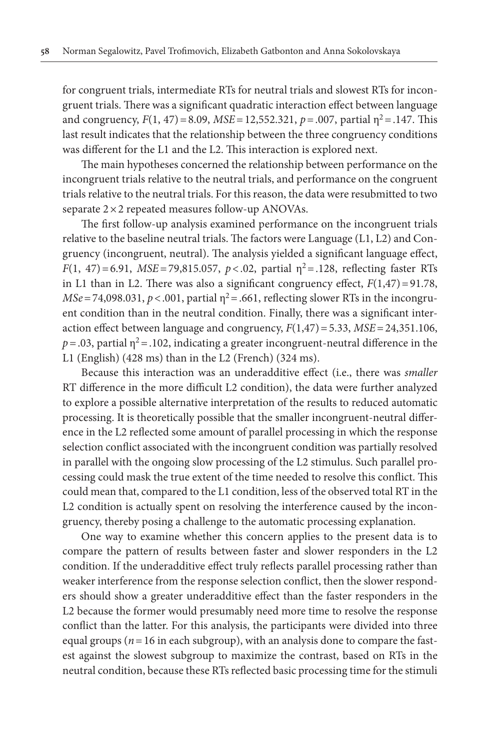for congruent trials, intermediate RTs for neutral trials and slowest RTs for incongruent trials. There was a significant quadratic interaction effect between language and congruency, $F(1, 47) = 8.09$, $MSE = 12{,}552.321$, $p = .007$, partial $\eta^2 = .147$. This last result indicates that the relationship between the three congruency conditions was different for the L1 and the L2. This interaction is explored next.

The main hypotheses concerned the relationship between performance on the incongruent trials relative to the neutral trials, and performance on the congruent trials relative to the neutral trials. For this reason, the data were resubmitted to two separate $2 \times 2$ repeated measures follow-up ANOVAs.

The first follow-up analysis examined performance on the incongruent trials relative to the baseline neutral trials. The factors were Language (L1, L2) and Congruency (incongruent, neutral). The analysis yielded a significant language effect, $F(1, 47) = 6.91$, $MSE = 79{,}815.057$, $p < .02$, partial $\eta^2 = .128$, reflecting faster RTs in L1 than in L2. There was also a significant congruency effect, $F(1,47) = 91.78$, $MSe = 74{,}098.031$, $p < .001$, partial $\eta^2 = .661$, reflecting slower RTs in the incongruent condition than in the neutral condition. Finally, there was a significant interaction effect between language and congruency, $F(1,47) = 5.33$, $MSE = 24{,}351.106$, $p = .03$, partial $\eta^2 = .102$, indicating a greater incongruent-neutral difference in the L1 (English) (428 ms) than in the L2 (French) (324 ms).

Because this interaction was an underadditive effect (i.e., there was *smaller* RT difference in the more difficult L2 condition), the data were further analyzed to explore a possible alternative interpretation of the results to reduced automatic processing. It is theoretically possible that the smaller incongruent-neutral difference in the L2 reflected some amount of parallel processing in which the response selection conflict associated with the incongruent condition was partially resolved in parallel with the ongoing slow processing of the L2 stimulus. Such parallel processing could mask the true extent of the time needed to resolve this conflict. This could mean that, compared to the L1 condition, less of the observed total RT in the L2 condition is actually spent on resolving the interference caused by the incongruency, thereby posing a challenge to the automatic processing explanation.

One way to examine whether this concern applies to the present data is to compare the pattern of results between faster and slower responders in the L2 condition. If the underadditive effect truly reflects parallel processing rather than weaker interference from the response selection conflict, then the slower responders should show a greater underadditive effect than the faster responders in the L2 because the former would presumably need more time to resolve the response conflict than the latter. For this analysis, the participants were divided into three equal groups ($n = 16$ in each subgroup), with an analysis done to compare the fastest against the slowest subgroup to maximize the contrast, based on RTs in the neutral condition, because these RTs reflected basic processing time for the stimuli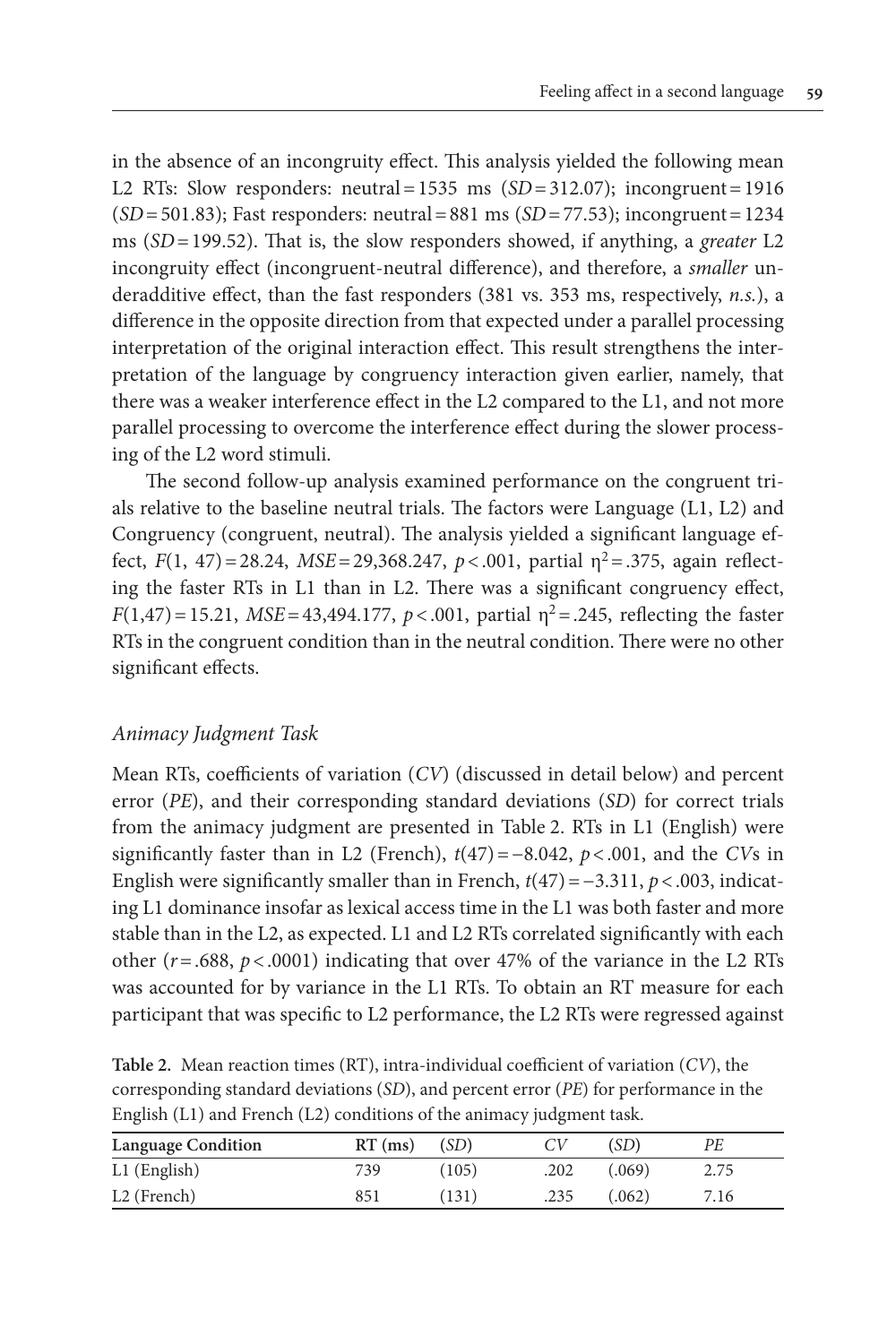in the absence of an incongruity effect. This analysis yielded the following mean L2 RTs: Slow responders: neutral = 1535 ms (*SD* = 312.07); incongruent = 1916 (*SD* = 501.83); Fast responders: neutral = 881 ms (*SD* = 77.53); incongruent = 1234 ms (*SD* = 199.52). That is, the slow responders showed, if anything, a *greater* L2 incongruity effect (incongruent-neutral difference), and therefore, a *smaller* underadditive effect, than the fast responders (381 vs. 353 ms, respectively, *n.s.*), a difference in the opposite direction from that expected under a parallel processing interpretation of the original interaction effect. This result strengthens the interpretation of the language by congruency interaction given earlier, namely, that there was a weaker interference effect in the L2 compared to the L1, and not more parallel processing to overcome the interference effect during the slower processing of the L2 word stimuli.

The second follow-up analysis examined performance on the congruent trials relative to the baseline neutral trials. The factors were Language (L1, L2) and Congruency (congruent, neutral). The analysis yielded a significant language effect, $F(1, 47) = 28.24$, $MSE = 29{,}368.247$, $p < .001$, partial $\eta^2 = .375$, again reflecting the faster RTs in L1 than in L2. There was a significant congruency effect, $F(1,47) = 15.21$, $MSE = 43{,}494.177$, $p < .001$, partial $\eta^2 = .245$, reflecting the faster RTs in the congruent condition than in the neutral condition. There were no other significant effects.

### *Animacy Judgment Task*

Mean RTs, coefficients of variation (*CV*) (discussed in detail below) and percent error (*PE*), and their corresponding standard deviations (*SD*) for correct trials from the animacy judgment are presented in Table 2. RTs in L1 (English) were significantly faster than in L2 (French), $t(47) = -8.042$, $p < .001$, and the *CV*s in English were significantly smaller than in French, $t(47) = -3.311$, $p < .003$, indicating L1 dominance insofar as lexical access time in the L1 was both faster and more stable than in the L2, as expected. L1 and L2 RTs correlated significantly with each other ($r = .688$, $p < .0001$) indicating that over 47% of the variance in the L2 RTs was accounted for by variance in the L1 RTs. To obtain an RT measure for each participant that was specific to L2 performance, the L2 RTs were regressed against

**Table 2.** Mean reaction times (RT), intra-individual coefficient of variation (*CV*), the corresponding standard deviations (*SD*), and percent error (*PE*) for performance in the English (L1) and French (L2) conditions of the animacy judgment task.

| Language Condition | RT (ms) | (*SD*) | *CV* | (*SD*) | *PE* |
|---|---|---|---|---|---|
| L1 (English) | 739 | (105) | .202 | (.069) | 2.75 |
| L2 (French) | 851 | (131) | .235 | (.062) | 7.16 |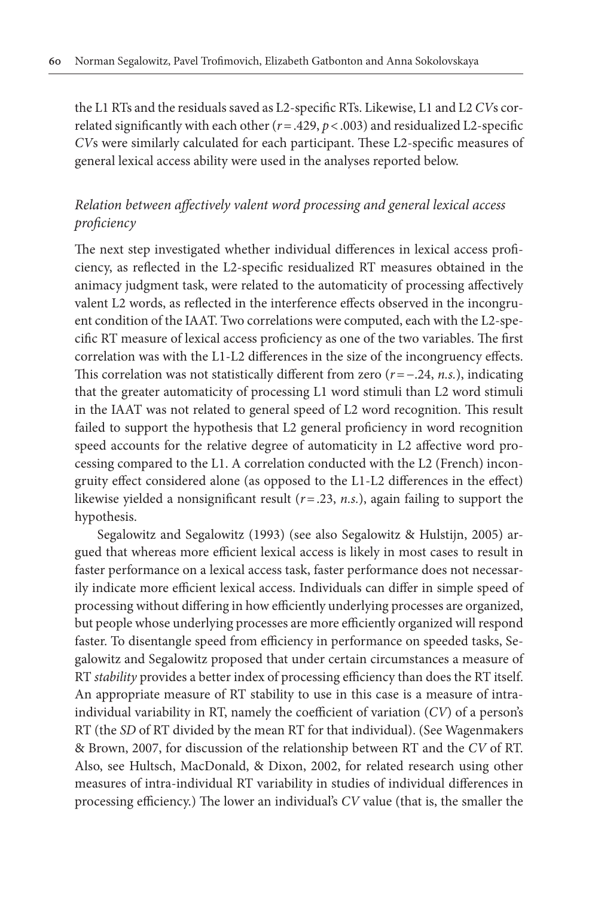the L1 RTs and the residuals saved as L2-specific RTs. Likewise, L1 and L2 *CV*s correlated significantly with each other ($r = .429$, $p < .003$) and residualized L2-specific *CV*s were similarly calculated for each participant. These L2-specific measures of general lexical access ability were used in the analyses reported below.

### *Relation between affectively valent word processing and general lexical access proficiency*

The next step investigated whether individual differences in lexical access proficiency, as reflected in the L2-specific residualized RT measures obtained in the animacy judgment task, were related to the automaticity of processing affectively valent L2 words, as reflected in the interference effects observed in the incongruent condition of the IAAT. Two correlations were computed, each with the L2-specific RT measure of lexical access proficiency as one of the two variables. The first correlation was with the L1-L2 differences in the size of the incongruency effects. This correlation was not statistically different from zero ($r = -.24$, *n.s.*), indicating that the greater automaticity of processing L1 word stimuli than L2 word stimuli in the IAAT was not related to general speed of L2 word recognition. This result failed to support the hypothesis that L2 general proficiency in word recognition speed accounts for the relative degree of automaticity in L2 affective word processing compared to the L1. A correlation conducted with the L2 (French) incongruity effect considered alone (as opposed to the L1-L2 differences in the effect) likewise yielded a nonsignificant result ($r = .23$, *n.s.*), again failing to support the hypothesis.

Segalowitz and Segalowitz (1993) (see also Segalowitz & Hulstijn, 2005) argued that whereas more efficient lexical access is likely in most cases to result in faster performance on a lexical access task, faster performance does not necessarily indicate more efficient lexical access. Individuals can differ in simple speed of processing without differing in how efficiently underlying processes are organized, but people whose underlying processes are more efficiently organized will respond faster. To disentangle speed from efficiency in performance on speeded tasks, Segalowitz and Segalowitz proposed that under certain circumstances a measure of RT *stability* provides a better index of processing efficiency than does the RT itself. An appropriate measure of RT stability to use in this case is a measure of intra-individual variability in RT, namely the coefficient of variation (*CV*) of a person's RT (the *SD* of RT divided by the mean RT for that individual). (See Wagenmakers & Brown, 2007, for discussion of the relationship between RT and the *CV* of RT. Also, see Hultsch, MacDonald, & Dixon, 2002, for related research using other measures of intra-individual RT variability in studies of individual differences in processing efficiency.) The lower an individual's *CV* value (that is, the smaller the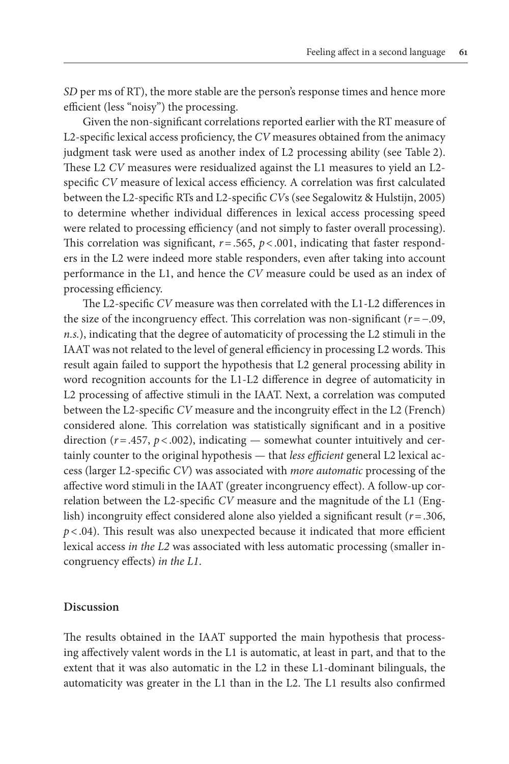*SD* per ms of RT), the more stable are the person's response times and hence more efficient (less "noisy") the processing.

Given the non-significant correlations reported earlier with the RT measure of L2-specific lexical access proficiency, the *CV* measures obtained from the animacy judgment task were used as another index of L2 processing ability (see Table 2). These L2 *CV* measures were residualized against the L1 measures to yield an L2-specific *CV* measure of lexical access efficiency. A correlation was first calculated between the L2-specific RTs and L2-specific *CV*s (see Segalowitz & Hulstijn, 2005) to determine whether individual differences in lexical access processing speed were related to processing efficiency (and not simply to faster overall processing). This correlation was significant, $r = .565$, $p < .001$, indicating that faster responders in the L2 were indeed more stable responders, even after taking into account performance in the L1, and hence the *CV* measure could be used as an index of processing efficiency.

The L2-specific *CV* measure was then correlated with the L1-L2 differences in the size of the incongruency effect. This correlation was non-significant ($r = -.09$, *n.s.*), indicating that the degree of automaticity of processing the L2 stimuli in the IAAT was not related to the level of general efficiency in processing L2 words. This result again failed to support the hypothesis that L2 general processing ability in word recognition accounts for the L1-L2 difference in degree of automaticity in L2 processing of affective stimuli in the IAAT. Next, a correlation was computed between the L2-specific *CV* measure and the incongruity effect in the L2 (French) considered alone. This correlation was statistically significant and in a positive direction ($r = .457$, $p < .002$), indicating — somewhat counter intuitively and certainly counter to the original hypothesis — that *less efficient* general L2 lexical access (larger L2-specific *CV*) was associated with *more automatic* processing of the affective word stimuli in the IAAT (greater incongruency effect). A follow-up correlation between the L2-specific *CV* measure and the magnitude of the L1 (English) incongruity effect considered alone also yielded a significant result ($r = .306$, $p < .04$). This result was also unexpected because it indicated that more efficient lexical access *in the L2* was associated with less automatic processing (smaller incongruency effects) *in the L1*.

## Discussion

The results obtained in the IAAT supported the main hypothesis that processing affectively valent words in the L1 is automatic, at least in part, and that to the extent that it was also automatic in the L2 in these L1-dominant bilinguals, the automaticity was greater in the L1 than in the L2. The L1 results also confirmed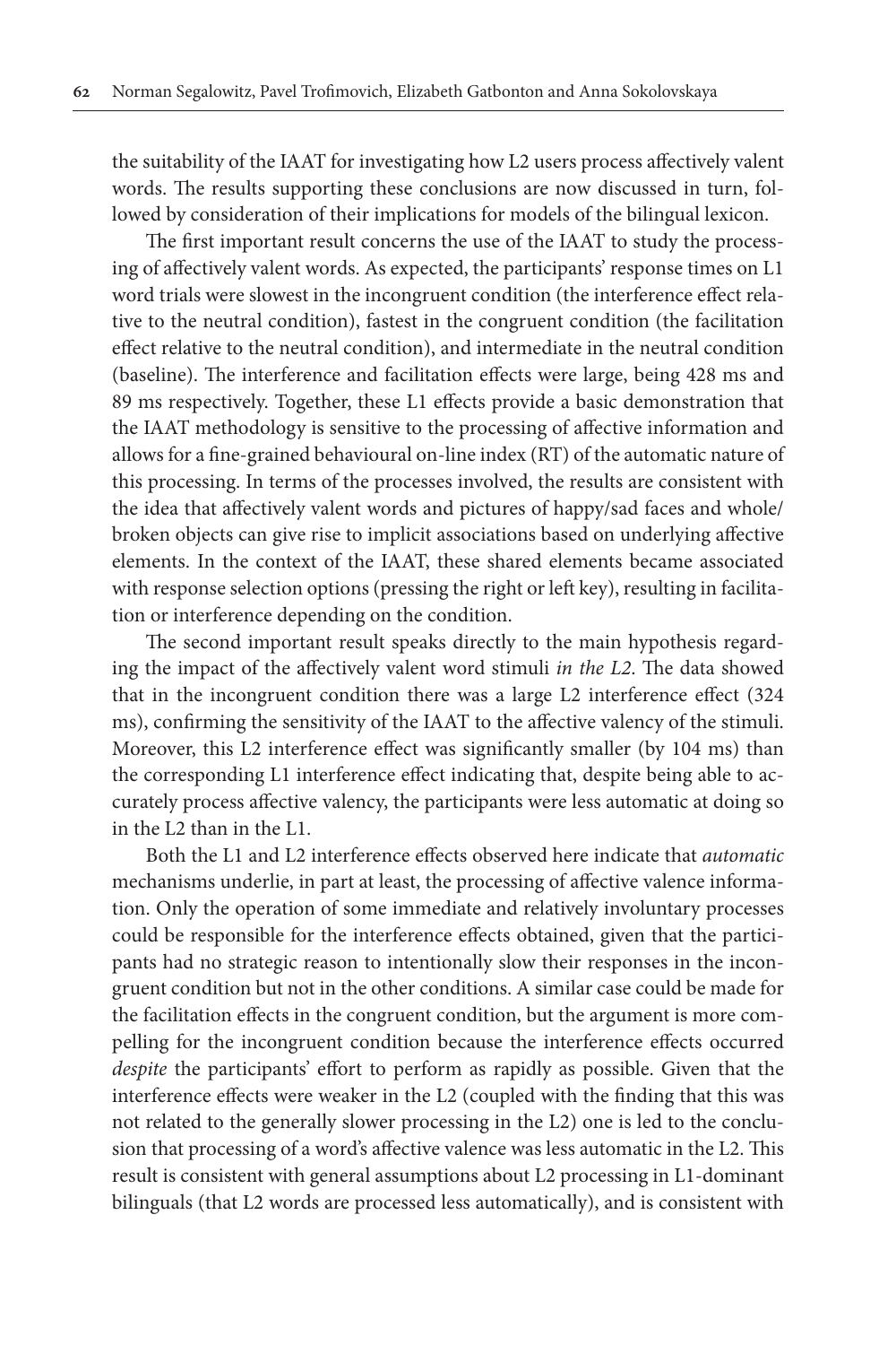the suitability of the IAAT for investigating how L2 users process affectively valent words. The results supporting these conclusions are now discussed in turn, followed by consideration of their implications for models of the bilingual lexicon.

The first important result concerns the use of the IAAT to study the processing of affectively valent words. As expected, the participants' response times on L1 word trials were slowest in the incongruent condition (the interference effect relative to the neutral condition), fastest in the congruent condition (the facilitation effect relative to the neutral condition), and intermediate in the neutral condition (baseline). The interference and facilitation effects were large, being 428 ms and 89 ms respectively. Together, these L1 effects provide a basic demonstration that the IAAT methodology is sensitive to the processing of affective information and allows for a fine-grained behavioural on-line index (RT) of the automatic nature of this processing. In terms of the processes involved, the results are consistent with the idea that affectively valent words and pictures of happy/sad faces and whole/broken objects can give rise to implicit associations based on underlying affective elements. In the context of the IAAT, these shared elements became associated with response selection options (pressing the right or left key), resulting in facilitation or interference depending on the condition.

The second important result speaks directly to the main hypothesis regarding the impact of the affectively valent word stimuli *in the L2*. The data showed that in the incongruent condition there was a large L2 interference effect (324 ms), confirming the sensitivity of the IAAT to the affective valency of the stimuli. Moreover, this L2 interference effect was significantly smaller (by 104 ms) than the corresponding L1 interference effect indicating that, despite being able to accurately process affective valency, the participants were less automatic at doing so in the L2 than in the L1.

Both the L1 and L2 interference effects observed here indicate that *automatic* mechanisms underlie, in part at least, the processing of affective valence information. Only the operation of some immediate and relatively involuntary processes could be responsible for the interference effects obtained, given that the participants had no strategic reason to intentionally slow their responses in the incongruent condition but not in the other conditions. A similar case could be made for the facilitation effects in the congruent condition, but the argument is more compelling for the incongruent condition because the interference effects occurred *despite* the participants' effort to perform as rapidly as possible. Given that the interference effects were weaker in the L2 (coupled with the finding that this was not related to the generally slower processing in the L2) one is led to the conclusion that processing of a word's affective valence was less automatic in the L2. This result is consistent with general assumptions about L2 processing in L1-dominant bilinguals (that L2 words are processed less automatically), and is consistent with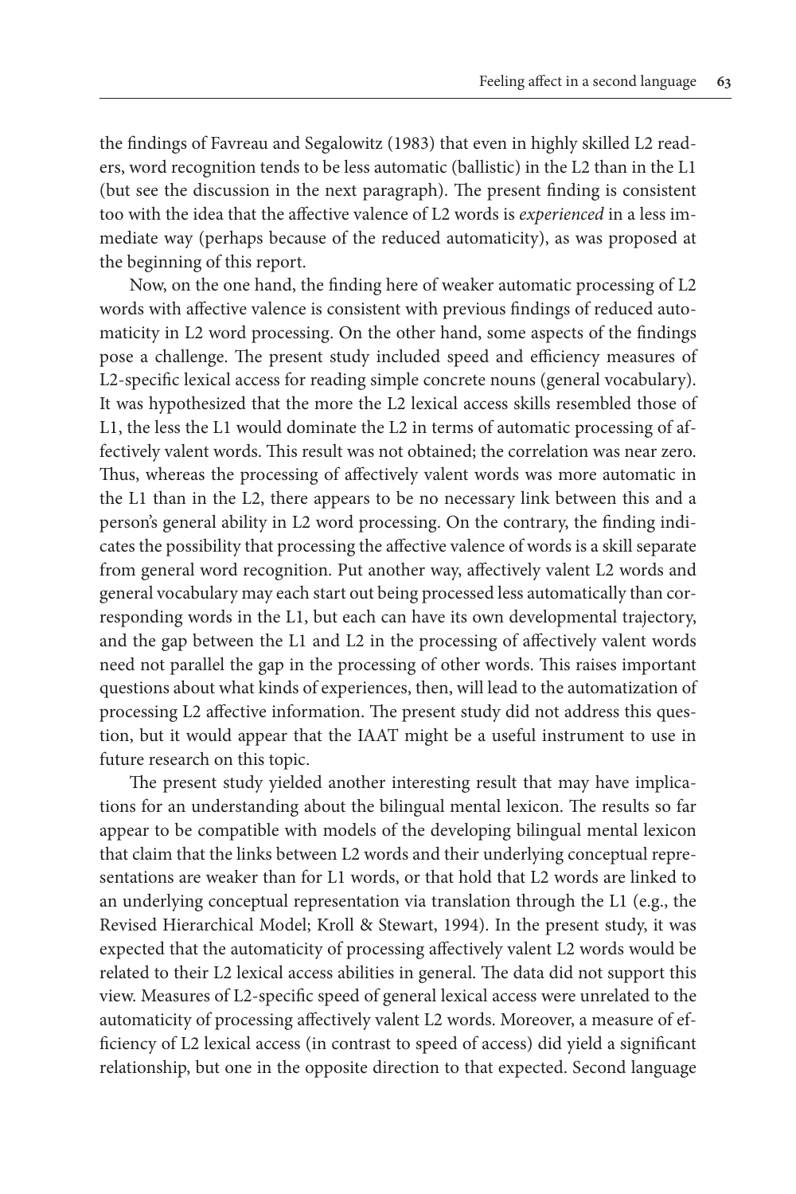the findings of Favreau and Segalowitz (1983) that even in highly skilled L2 readers, word recognition tends to be less automatic (ballistic) in the L2 than in the L1 (but see the discussion in the next paragraph). The present finding is consistent too with the idea that the affective valence of L2 words is *experienced* in a less immediate way (perhaps because of the reduced automaticity), as was proposed at the beginning of this report.

Now, on the one hand, the finding here of weaker automatic processing of L2 words with affective valence is consistent with previous findings of reduced automaticity in L2 word processing. On the other hand, some aspects of the findings pose a challenge. The present study included speed and efficiency measures of L2-specific lexical access for reading simple concrete nouns (general vocabulary). It was hypothesized that the more the L2 lexical access skills resembled those of L1, the less the L1 would dominate the L2 in terms of automatic processing of affectively valent words. This result was not obtained; the correlation was near zero. Thus, whereas the processing of affectively valent words was more automatic in the L1 than in the L2, there appears to be no necessary link between this and a person's general ability in L2 word processing. On the contrary, the finding indicates the possibility that processing the affective valence of words is a skill separate from general word recognition. Put another way, affectively valent L2 words and general vocabulary may each start out being processed less automatically than corresponding words in the L1, but each can have its own developmental trajectory, and the gap between the L1 and L2 in the processing of affectively valent words need not parallel the gap in the processing of other words. This raises important questions about what kinds of experiences, then, will lead to the automatization of processing L2 affective information. The present study did not address this question, but it would appear that the IAAT might be a useful instrument to use in future research on this topic.

The present study yielded another interesting result that may have implications for an understanding about the bilingual mental lexicon. The results so far appear to be compatible with models of the developing bilingual mental lexicon that claim that the links between L2 words and their underlying conceptual representations are weaker than for L1 words, or that hold that L2 words are linked to an underlying conceptual representation via translation through the L1 (e.g., the Revised Hierarchical Model; Kroll & Stewart, 1994). In the present study, it was expected that the automaticity of processing affectively valent L2 words would be related to their L2 lexical access abilities in general. The data did not support this view. Measures of L2-specific speed of general lexical access were unrelated to the automaticity of processing affectively valent L2 words. Moreover, a measure of efficiency of L2 lexical access (in contrast to speed of access) did yield a significant relationship, but one in the opposite direction to that expected. Second language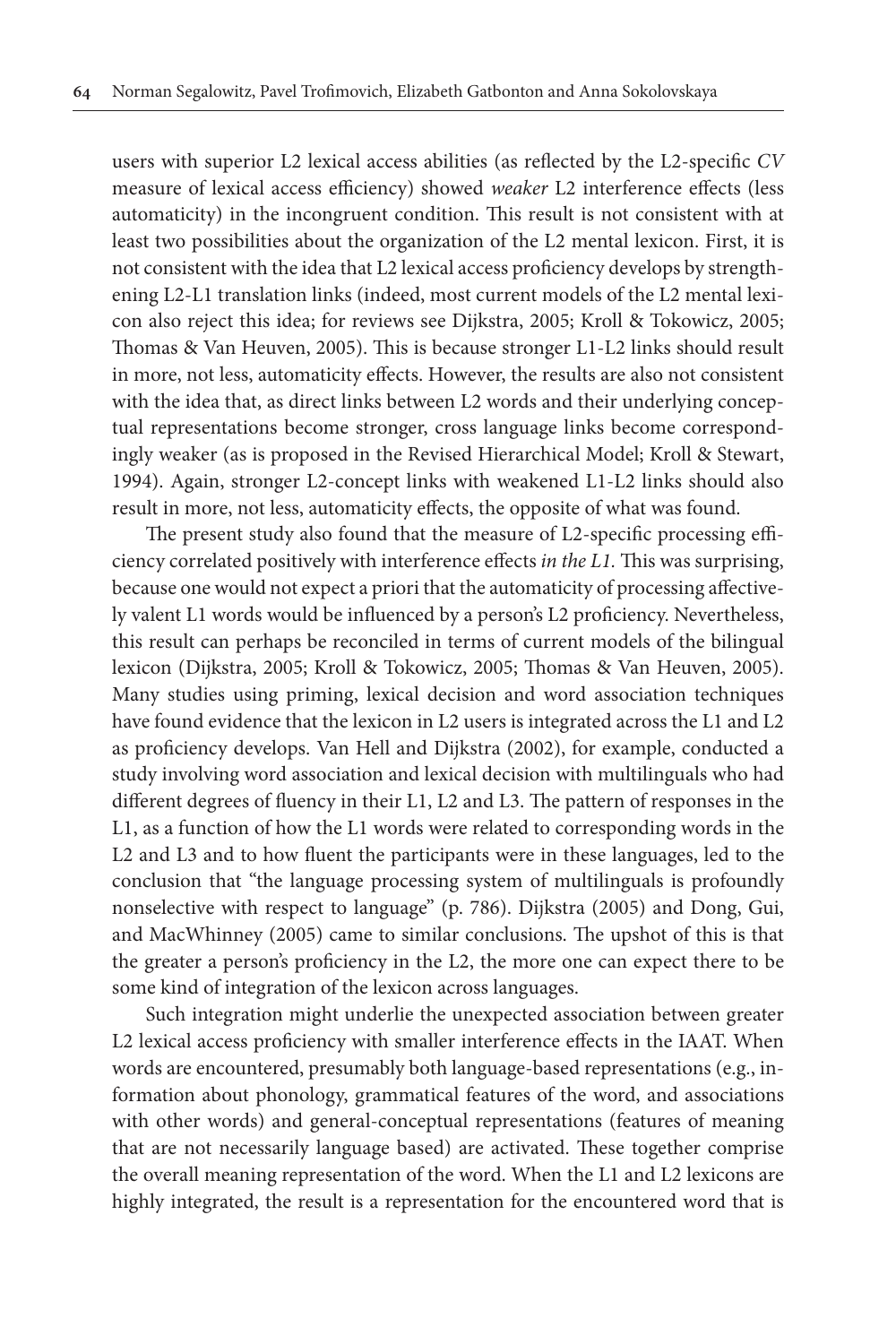users with superior L2 lexical access abilities (as reflected by the L2-specific *CV* measure of lexical access efficiency) showed *weaker* L2 interference effects (less automaticity) in the incongruent condition. This result is not consistent with at least two possibilities about the organization of the L2 mental lexicon. First, it is not consistent with the idea that L2 lexical access proficiency develops by strengthening L2-L1 translation links (indeed, most current models of the L2 mental lexicon also reject this idea; for reviews see Dijkstra, 2005; Kroll & Tokowicz, 2005; Thomas & Van Heuven, 2005). This is because stronger L1-L2 links should result in more, not less, automaticity effects. However, the results are also not consistent with the idea that, as direct links between L2 words and their underlying conceptual representations become stronger, cross language links become correspondingly weaker (as is proposed in the Revised Hierarchical Model; Kroll & Stewart, 1994). Again, stronger L2-concept links with weakened L1-L2 links should also result in more, not less, automaticity effects, the opposite of what was found.

The present study also found that the measure of L2-specific processing efficiency correlated positively with interference effects *in the L1.* This was surprising, because one would not expect a priori that the automaticity of processing affectively valent L1 words would be influenced by a person's L2 proficiency. Nevertheless, this result can perhaps be reconciled in terms of current models of the bilingual lexicon (Dijkstra, 2005; Kroll & Tokowicz, 2005; Thomas & Van Heuven, 2005). Many studies using priming, lexical decision and word association techniques have found evidence that the lexicon in L2 users is integrated across the L1 and L2 as proficiency develops. Van Hell and Dijkstra (2002), for example, conducted a study involving word association and lexical decision with multilinguals who had different degrees of fluency in their L1, L2 and L3. The pattern of responses in the L1, as a function of how the L1 words were related to corresponding words in the L2 and L3 and to how fluent the participants were in these languages, led to the conclusion that "the language processing system of multilinguals is profoundly nonselective with respect to language" (p. 786). Dijkstra (2005) and Dong, Gui, and MacWhinney (2005) came to similar conclusions. The upshot of this is that the greater a person's proficiency in the L2, the more one can expect there to be some kind of integration of the lexicon across languages.

Such integration might underlie the unexpected association between greater L2 lexical access proficiency with smaller interference effects in the IAAT. When words are encountered, presumably both language-based representations (e.g., information about phonology, grammatical features of the word, and associations with other words) and general-conceptual representations (features of meaning that are not necessarily language based) are activated. These together comprise the overall meaning representation of the word. When the L1 and L2 lexicons are highly integrated, the result is a representation for the encountered word that is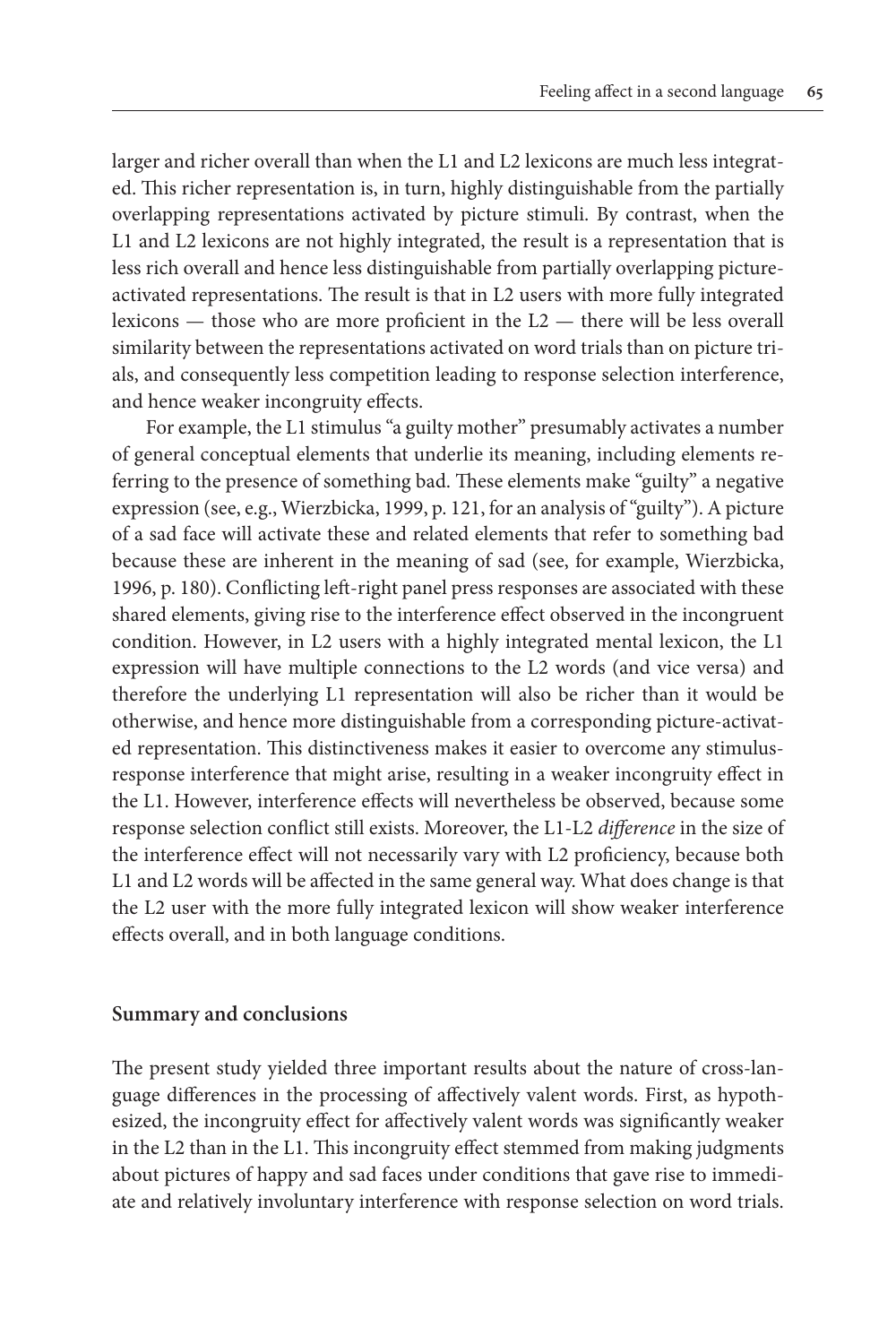larger and richer overall than when the L1 and L2 lexicons are much less integrated. This richer representation is, in turn, highly distinguishable from the partially overlapping representations activated by picture stimuli. By contrast, when the L1 and L2 lexicons are not highly integrated, the result is a representation that is less rich overall and hence less distinguishable from partially overlapping picture-activated representations. The result is that in L2 users with more fully integrated lexicons — those who are more proficient in the L2 — there will be less overall similarity between the representations activated on word trials than on picture trials, and consequently less competition leading to response selection interference, and hence weaker incongruity effects.

For example, the L1 stimulus "a guilty mother" presumably activates a number of general conceptual elements that underlie its meaning, including elements referring to the presence of something bad. These elements make "guilty" a negative expression (see, e.g., Wierzbicka, 1999, p. 121, for an analysis of "guilty"). A picture of a sad face will activate these and related elements that refer to something bad because these are inherent in the meaning of sad (see, for example, Wierzbicka, 1996, p. 180). Conflicting left-right panel press responses are associated with these shared elements, giving rise to the interference effect observed in the incongruent condition. However, in L2 users with a highly integrated mental lexicon, the L1 expression will have multiple connections to the L2 words (and vice versa) and therefore the underlying L1 representation will also be richer than it would be otherwise, and hence more distinguishable from a corresponding picture-activated representation. This distinctiveness makes it easier to overcome any stimulus-response interference that might arise, resulting in a weaker incongruity effect in the L1. However, interference effects will nevertheless be observed, because some response selection conflict still exists. Moreover, the L1-L2 *difference* in the size of the interference effect will not necessarily vary with L2 proficiency, because both L1 and L2 words will be affected in the same general way. What does change is that the L2 user with the more fully integrated lexicon will show weaker interference effects overall, and in both language conditions.

## Summary and conclusions

The present study yielded three important results about the nature of cross-language differences in the processing of affectively valent words. First, as hypothesized, the incongruity effect for affectively valent words was significantly weaker in the L2 than in the L1. This incongruity effect stemmed from making judgments about pictures of happy and sad faces under conditions that gave rise to immediate and relatively involuntary interference with response selection on word trials.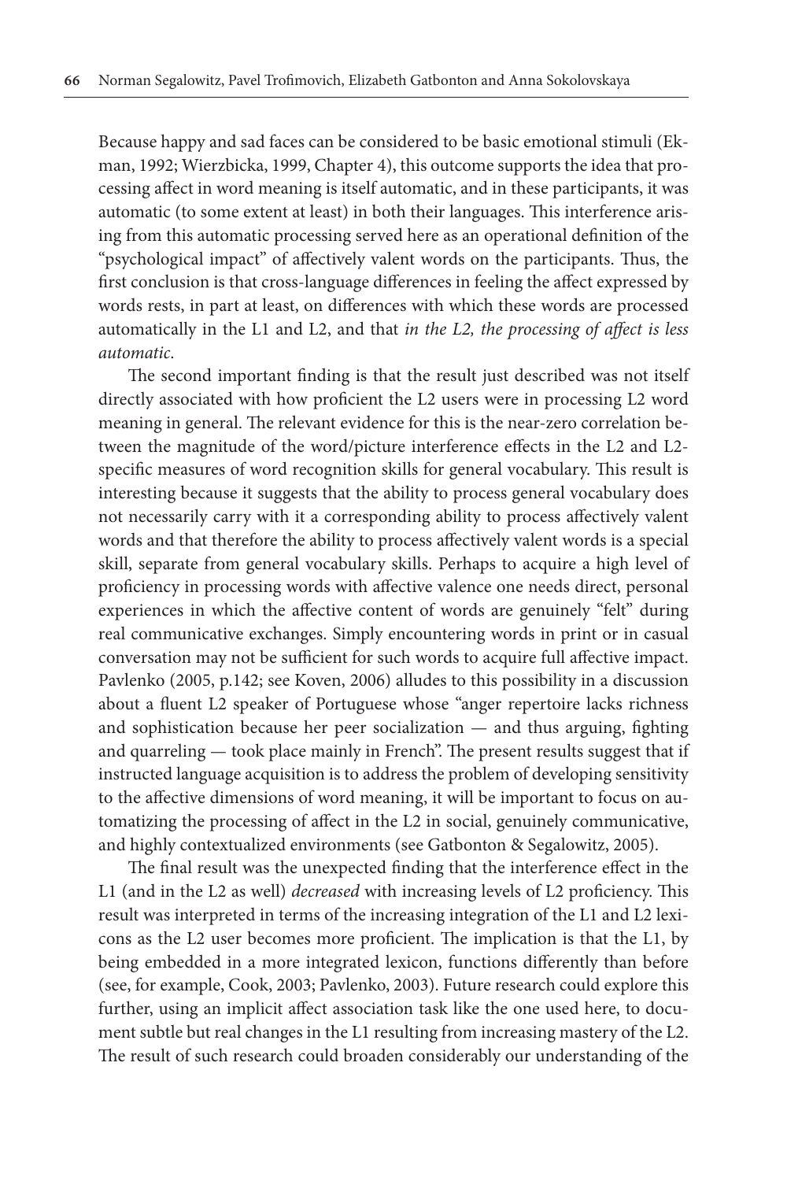Because happy and sad faces can be considered to be basic emotional stimuli (Ekman, 1992; Wierzbicka, 1999, Chapter 4), this outcome supports the idea that processing affect in word meaning is itself automatic, and in these participants, it was automatic (to some extent at least) in both their languages. This interference arising from this automatic processing served here as an operational definition of the "psychological impact" of affectively valent words on the participants. Thus, the first conclusion is that cross-language differences in feeling the affect expressed by words rests, in part at least, on differences with which these words are processed automatically in the L1 and L2, and that *in the L2, the processing of affect is less automatic*.

The second important finding is that the result just described was not itself directly associated with how proficient the L2 users were in processing L2 word meaning in general. The relevant evidence for this is the near-zero correlation between the magnitude of the word/picture interference effects in the L2 and L2-specific measures of word recognition skills for general vocabulary. This result is interesting because it suggests that the ability to process general vocabulary does not necessarily carry with it a corresponding ability to process affectively valent words and that therefore the ability to process affectively valent words is a special skill, separate from general vocabulary skills. Perhaps to acquire a high level of proficiency in processing words with affective valence one needs direct, personal experiences in which the affective content of words are genuinely "felt" during real communicative exchanges. Simply encountering words in print or in casual conversation may not be sufficient for such words to acquire full affective impact. Pavlenko (2005, p.142; see Koven, 2006) alludes to this possibility in a discussion about a fluent L2 speaker of Portuguese whose "anger repertoire lacks richness and sophistication because her peer socialization — and thus arguing, fighting and quarreling — took place mainly in French". The present results suggest that if instructed language acquisition is to address the problem of developing sensitivity to the affective dimensions of word meaning, it will be important to focus on automatizing the processing of affect in the L2 in social, genuinely communicative, and highly contextualized environments (see Gatbonton & Segalowitz, 2005).

The final result was the unexpected finding that the interference effect in the L1 (and in the L2 as well) *decreased* with increasing levels of L2 proficiency. This result was interpreted in terms of the increasing integration of the L1 and L2 lexicons as the L2 user becomes more proficient. The implication is that the L1, by being embedded in a more integrated lexicon, functions differently than before (see, for example, Cook, 2003; Pavlenko, 2003). Future research could explore this further, using an implicit affect association task like the one used here, to document subtle but real changes in the L1 resulting from increasing mastery of the L2. The result of such research could broaden considerably our understanding of the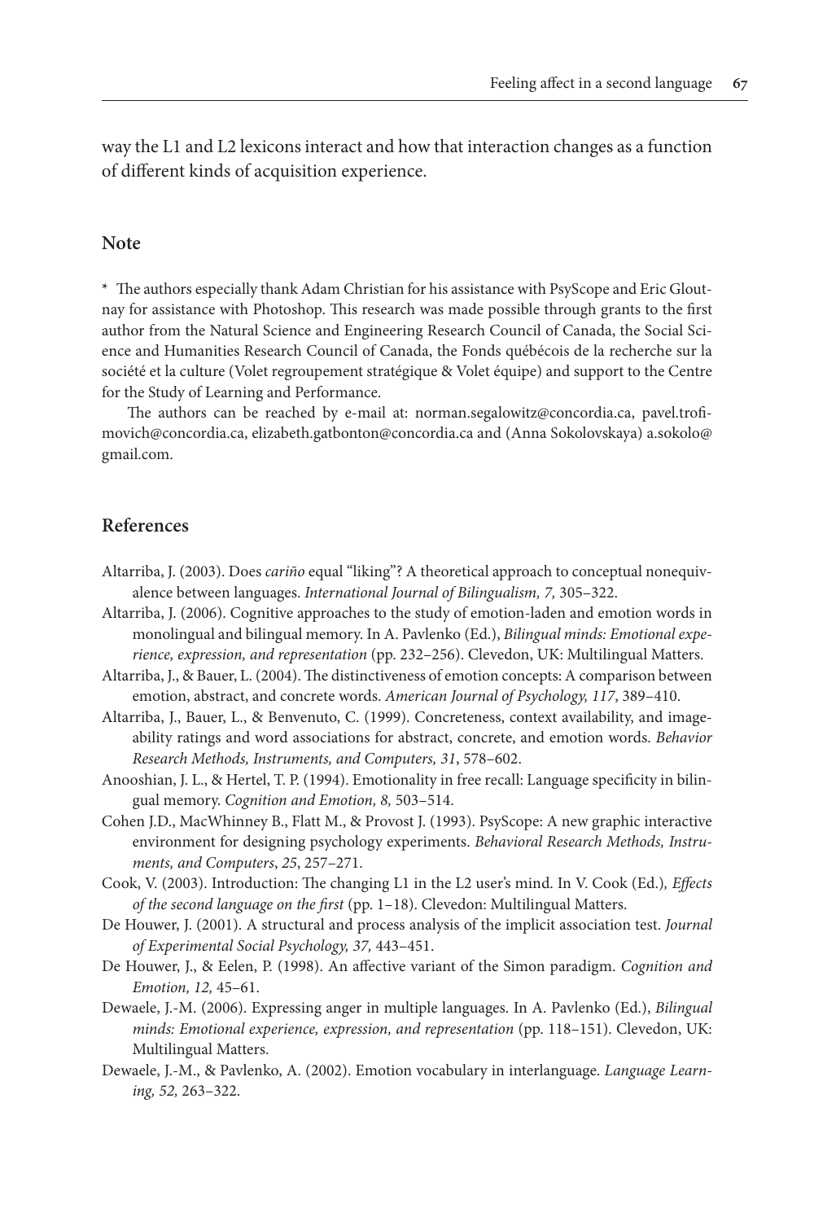way the L1 and L2 lexicons interact and how that interaction changes as a function of different kinds of acquisition experience.

## Note

* The authors especially thank Adam Christian for his assistance with PsyScope and Eric Gloutnay for assistance with Photoshop. This research was made possible through grants to the first author from the Natural Science and Engineering Research Council of Canada, the Social Science and Humanities Research Council of Canada, the Fonds québécois de la recherche sur la société et la culture (Volet regroupement stratégique & Volet équipe) and support to the Centre for the Study of Learning and Performance.

The authors can be reached by e-mail at: norman.segalowitz@concordia.ca, pavel.trofimovich@concordia.ca, elizabeth.gatbonton@concordia.ca and (Anna Sokolovskaya) a.sokolo@gmail.com.

## References

Altarriba, J. (2003). Does *cariño* equal "liking"? A theoretical approach to conceptual nonequivalence between languages. *International Journal of Bilingualism, 7,* 305–322.

Altarriba, J. (2006). Cognitive approaches to the study of emotion-laden and emotion words in monolingual and bilingual memory. In A. Pavlenko (Ed.), *Bilingual minds: Emotional experience, expression, and representation* (pp. 232–256). Clevedon, UK: Multilingual Matters.

Altarriba, J., & Bauer, L. (2004). The distinctiveness of emotion concepts: A comparison between emotion, abstract, and concrete words. *American Journal of Psychology, 117*, 389–410.

Altarriba, J., Bauer, L., & Benvenuto, C. (1999). Concreteness, context availability, and imageability ratings and word associations for abstract, concrete, and emotion words. *Behavior Research Methods, Instruments, and Computers, 31*, 578–602.

Anooshian, J. L., & Hertel, T. P. (1994). Emotionality in free recall: Language specificity in bilingual memory. *Cognition and Emotion, 8,* 503–514.

Cohen J.D., MacWhinney B., Flatt M., & Provost J. (1993). PsyScope: A new graphic interactive environment for designing psychology experiments. *Behavioral Research Methods, Instruments, and Computers*, *25*, 257–271.

Cook, V. (2003). Introduction: The changing L1 in the L2 user's mind. In V. Cook (Ed.)*, Effects of the second language on the first* (pp. 1–18). Clevedon: Multilingual Matters.

De Houwer, J. (2001). A structural and process analysis of the implicit association test. *Journal of Experimental Social Psychology, 37,* 443–451.

De Houwer, J., & Eelen, P. (1998). An affective variant of the Simon paradigm. *Cognition and Emotion, 12,* 45–61.

Dewaele, J.-M. (2006). Expressing anger in multiple languages. In A. Pavlenko (Ed.), *Bilingual minds: Emotional experience, expression, and representation* (pp. 118–151). Clevedon, UK: Multilingual Matters.

Dewaele, J.-M., & Pavlenko, A. (2002). Emotion vocabulary in interlanguage. *Language Learning, 52,* 263–322.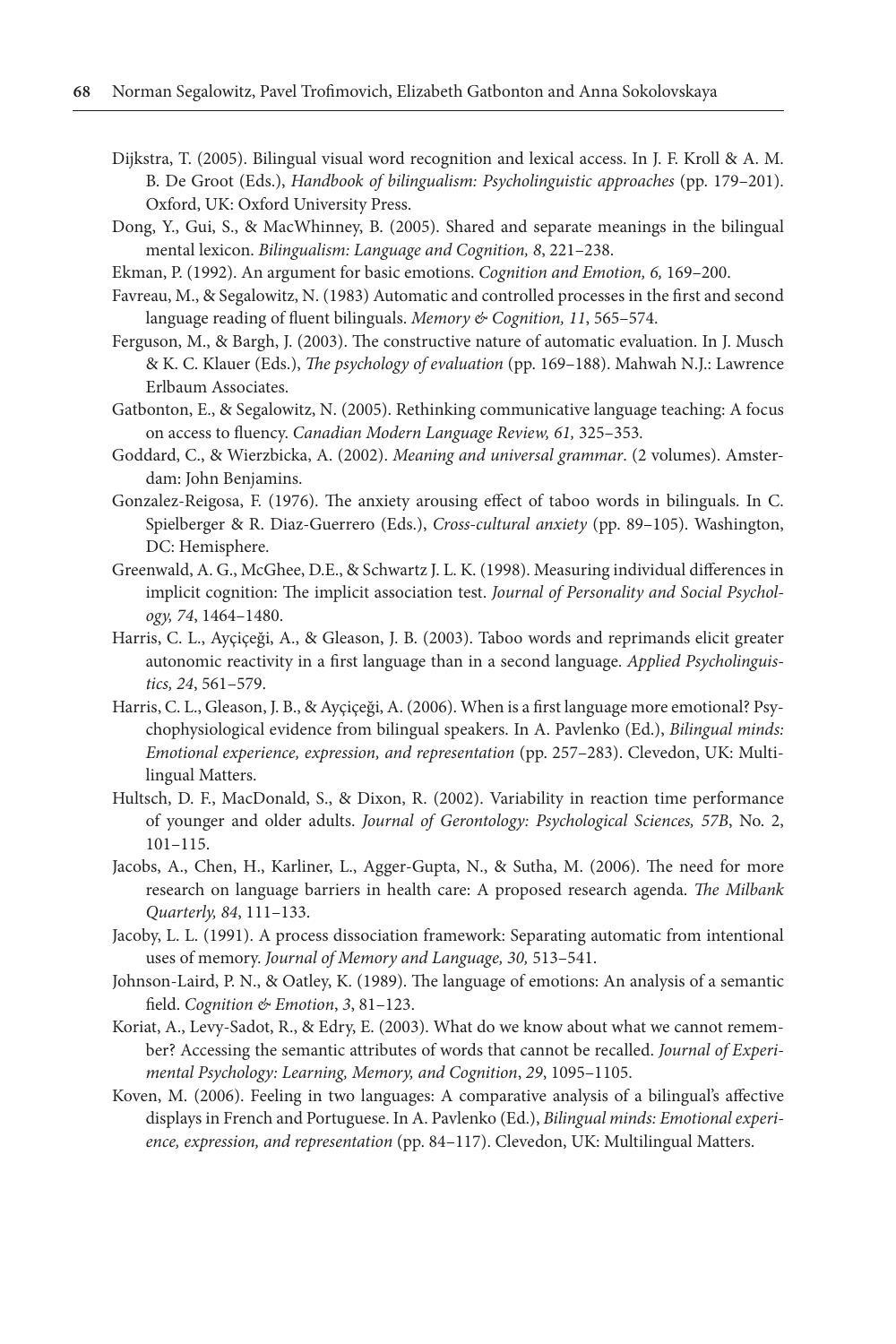Dijkstra, T. (2005). Bilingual visual word recognition and lexical access. In J. F. Kroll & A. M. B. De Groot (Eds.), *Handbook of bilingualism: Psycholinguistic approaches* (pp. 179–201). Oxford, UK: Oxford University Press.

Dong, Y., Gui, S., & MacWhinney, B. (2005). Shared and separate meanings in the bilingual mental lexicon. *Bilingualism: Language and Cognition, 8*, 221–238.

Ekman, P. (1992). An argument for basic emotions. *Cognition and Emotion, 6,* 169–200.

Favreau, M., & Segalowitz, N. (1983) Automatic and controlled processes in the first and second language reading of fluent bilinguals. *Memory & Cognition, 11*, 565–574.

Ferguson, M., & Bargh, J. (2003). The constructive nature of automatic evaluation. In J. Musch & K. C. Klauer (Eds.), *The psychology of evaluation* (pp. 169–188). Mahwah N.J.: Lawrence Erlbaum Associates.

Gatbonton, E., & Segalowitz, N. (2005). Rethinking communicative language teaching: A focus on access to fluency. *Canadian Modern Language Review, 61,* 325–353.

Goddard, C., & Wierzbicka, A. (2002). *Meaning and universal grammar*. (2 volumes). Amsterdam: John Benjamins.

Gonzalez-Reigosa, F. (1976). The anxiety arousing effect of taboo words in bilinguals. In C. Spielberger & R. Diaz-Guerrero (Eds.), *Cross-cultural anxiety* (pp. 89–105). Washington, DC: Hemisphere.

Greenwald, A. G., McGhee, D.E., & Schwartz J. L. K. (1998). Measuring individual differences in implicit cognition: The implicit association test. *Journal of Personality and Social Psychology, 74*, 1464–1480.

Harris, C. L., Ayçiçeği, A., & Gleason, J. B. (2003). Taboo words and reprimands elicit greater autonomic reactivity in a first language than in a second language. *Applied Psycholinguistics, 24*, 561–579.

Harris, C. L., Gleason, J. B., & Ayçiçeği, A. (2006). When is a first language more emotional? Psychophysiological evidence from bilingual speakers. In A. Pavlenko (Ed.), *Bilingual minds: Emotional experience, expression, and representation* (pp. 257–283). Clevedon, UK: Multilingual Matters.

Hultsch, D. F., MacDonald, S., & Dixon, R. (2002). Variability in reaction time performance of younger and older adults. *Journal of Gerontology: Psychological Sciences, 57B*, No. 2, 101–115.

Jacobs, A., Chen, H., Karliner, L., Agger-Gupta, N., & Sutha, M. (2006). The need for more research on language barriers in health care: A proposed research agenda. *The Milbank Quarterly, 84*, 111–133.

Jacoby, L. L. (1991). A process dissociation framework: Separating automatic from intentional uses of memory. *Journal of Memory and Language, 30,* 513–541.

Johnson-Laird, P. N., & Oatley, K. (1989). The language of emotions: An analysis of a semantic field. *Cognition & Emotion*, *3*, 81–123.

Koriat, A., Levy-Sadot, R., & Edry, E. (2003). What do we know about what we cannot remember? Accessing the semantic attributes of words that cannot be recalled. *Journal of Experimental Psychology: Learning, Memory, and Cognition*, *29*, 1095–1105.

Koven, M. (2006). Feeling in two languages: A comparative analysis of a bilingual's affective displays in French and Portuguese. In A. Pavlenko (Ed.), *Bilingual minds: Emotional experience, expression, and representation* (pp. 84–117). Clevedon, UK: Multilingual Matters.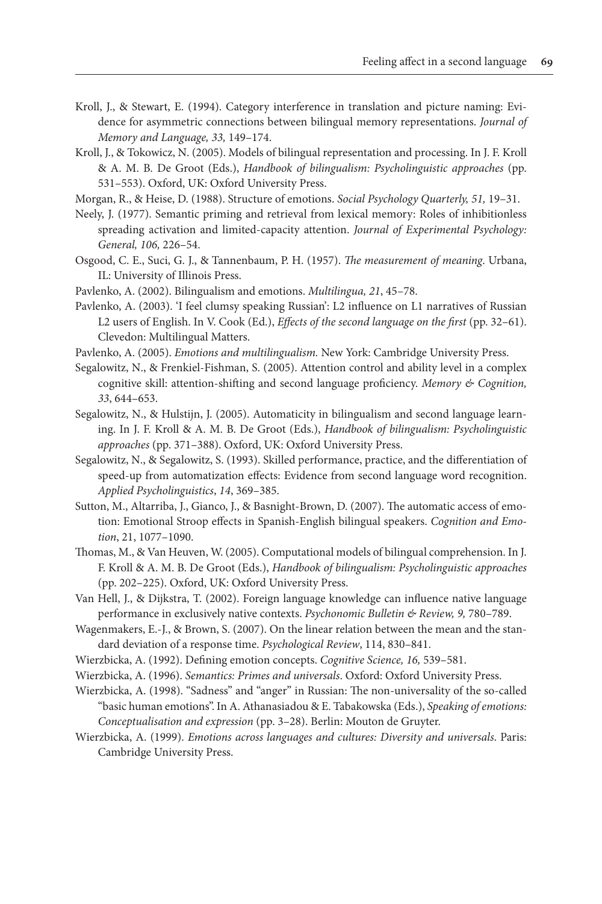Kroll, J., & Stewart, E. (1994). Category interference in translation and picture naming: Evidence for asymmetric connections between bilingual memory representations. *Journal of Memory and Language, 33,* 149–174.

Kroll, J., & Tokowicz, N. (2005). Models of bilingual representation and processing. In J. F. Kroll & A. M. B. De Groot (Eds.), *Handbook of bilingualism: Psycholinguistic approaches* (pp. 531–553). Oxford, UK: Oxford University Press.

Morgan, R., & Heise, D. (1988). Structure of emotions. *Social Psychology Quarterly, 51,* 19–31.

Neely, J. (1977). Semantic priming and retrieval from lexical memory: Roles of inhibitionless spreading activation and limited-capacity attention. *Journal of Experimental Psychology: General, 106,* 226–54.

Osgood, C. E., Suci, G. J., & Tannenbaum, P. H. (1957). *The measurement of meaning*. Urbana, IL: University of Illinois Press.

Pavlenko, A. (2002). Bilingualism and emotions. *Multilingua, 21*, 45–78.

Pavlenko, A. (2003). 'I feel clumsy speaking Russian': L2 influence on L1 narratives of Russian L2 users of English. In V. Cook (Ed.), *Effects of the second language on the first* (pp. 32–61). Clevedon: Multilingual Matters.

Pavlenko, A. (2005). *Emotions and multilingualism.* New York: Cambridge University Press.

Segalowitz, N., & Frenkiel-Fishman, S. (2005). Attention control and ability level in a complex cognitive skill: attention-shifting and second language proficiency. *Memory & Cognition, 33*, 644–653.

Segalowitz, N., & Hulstijn, J. (2005). Automaticity in bilingualism and second language learning. In J. F. Kroll & A. M. B. De Groot (Eds.), *Handbook of bilingualism: Psycholinguistic approaches* (pp. 371–388). Oxford, UK: Oxford University Press.

Segalowitz, N., & Segalowitz, S. (1993). Skilled performance, practice, and the differentiation of speed-up from automatization effects: Evidence from second language word recognition. *Applied Psycholinguistics*, *14*, 369–385.

Sutton, M., Altarriba, J., Gianco, J., & Basnight-Brown, D. (2007). The automatic access of emotion: Emotional Stroop effects in Spanish-English bilingual speakers. *Cognition and Emotion*, 21, 1077–1090.

Thomas, M., & Van Heuven, W. (2005). Computational models of bilingual comprehension. In J. F. Kroll & A. M. B. De Groot (Eds.), *Handbook of bilingualism: Psycholinguistic approaches* (pp. 202–225). Oxford, UK: Oxford University Press.

Van Hell, J., & Dijkstra, T. (2002). Foreign language knowledge can influence native language performance in exclusively native contexts. *Psychonomic Bulletin & Review, 9,* 780–789.

Wagenmakers, E.-J., & Brown, S. (2007). On the linear relation between the mean and the standard deviation of a response time. *Psychological Review*, 114, 830–841.

Wierzbicka, A. (1992). Defining emotion concepts. *Cognitive Science, 16,* 539–581.

Wierzbicka, A. (1996). *Semantics: Primes and universals*. Oxford: Oxford University Press.

Wierzbicka, A. (1998). "Sadness" and "anger" in Russian: The non-universality of the so-called "basic human emotions". In A. Athanasiadou & E. Tabakowska (Eds.), *Speaking of emotions: Conceptualisation and expression* (pp. 3–28). Berlin: Mouton de Gruyter.

Wierzbicka, A. (1999). *Emotions across languages and cultures: Diversity and universals*. Paris: Cambridge University Press.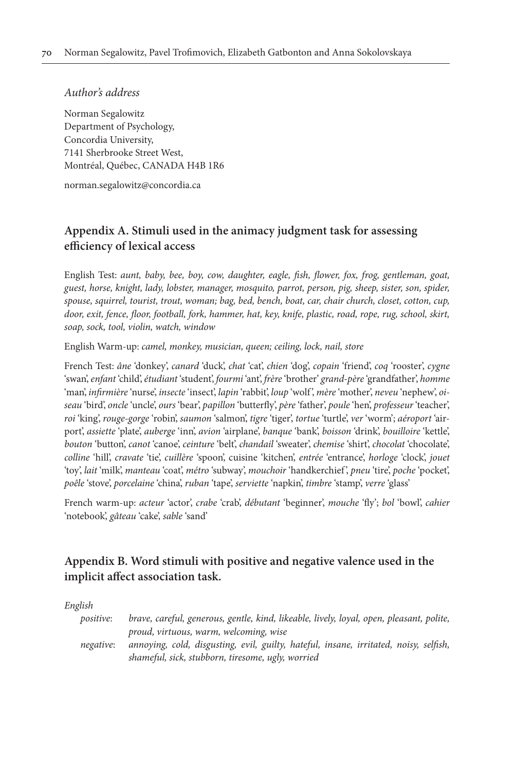*Author's address*

Norman Segalowitz
Department of Psychology,
Concordia University,
7141 Sherbrooke Street West,
Montréal, Québec, CANADA H4B 1R6

norman.segalowitz@concordia.ca

## Appendix A. Stimuli used in the animacy judgment task for assessing efficiency of lexical access

English Test: *aunt, baby, bee, boy, cow, daughter, eagle, fish, flower, fox, frog, gentleman, goat, guest, horse, knight, lady, lobster, manager, mosquito, parrot, person, pig, sheep, sister, son, spider, spouse, squirrel, tourist, trout, woman; bag, bed, bench, boat, car, chair church, closet, cotton, cup, door, exit, fence, floor, football, fork, hammer, hat, key, knife, plastic, road, rope, rug, school, skirt, soap, sock, tool, violin, watch, window*

English Warm-up: *camel, monkey, musician, queen; ceiling, lock, nail, store*

French Test: *âne* 'donkey', *canard* 'duck', *chat* 'cat', *chien* 'dog', *copain* 'friend', *coq* 'rooster', *cygne* 'swan', *enfant* 'child', *étudiant* 'student', *fourmi* 'ant', *frère* 'brother' *grand-père* 'grandfather', *homme* 'man', *infirmière* 'nurse', *insecte* 'insect', *lapin* 'rabbit', *loup* 'wolf', *mère* 'mother', *neveu* 'nephew', *oiseau* 'bird', *oncle* 'uncle', *ours* 'bear', *papillon* 'butterfly', *père* 'father', *poule* 'hen', *professeur* 'teacher', *roi* 'king', *rouge-gorge* 'robin', *saumon* 'salmon', *tigre* 'tiger', *tortue* 'turtle', *ver* 'worm'; *aéroport* 'airport', *assiette* 'plate', *auberge* 'inn', *avion* 'airplane', *banque* 'bank', *boisson* 'drink', *bouilloire* 'kettle', *bouton* 'button', *canot* 'canoe', *ceinture* 'belt', *chandail* 'sweater', *chemise* 'shirt', *chocolat* 'chocolate', *colline* 'hill', *cravate* 'tie', *cuillère* 'spoon', cuisine 'kitchen', *entrée* 'entrance', *horloge* 'clock', *jouet* 'toy', *lait* 'milk', *manteau* 'coat', *métro* 'subway', *mouchoir* 'handkerchief', *pneu* 'tire', *poche* 'pocket', *poêle* 'stove', *porcelaine* 'china', *ruban* 'tape', *serviette* 'napkin', *timbre* 'stamp', *verre* 'glass'

French warm-up: *acteur* 'actor', *crabe* 'crab', *débutant* 'beginner', *mouche* 'fly'; *bol* 'bowl', *cahier* 'notebook', *gâteau* 'cake', *sable* 'sand'

## Appendix B. Word stimuli with positive and negative valence used in the implicit affect association task.

*English*

*positive*: *brave, careful, generous, gentle, kind, likeable, lively, loyal, open, pleasant, polite, proud, virtuous, warm, welcoming, wise*

*negative*: *annoying, cold, disgusting, evil, guilty, hateful, insane, irritated, noisy, selfish, shameful, sick, stubborn, tiresome, ugly, worried*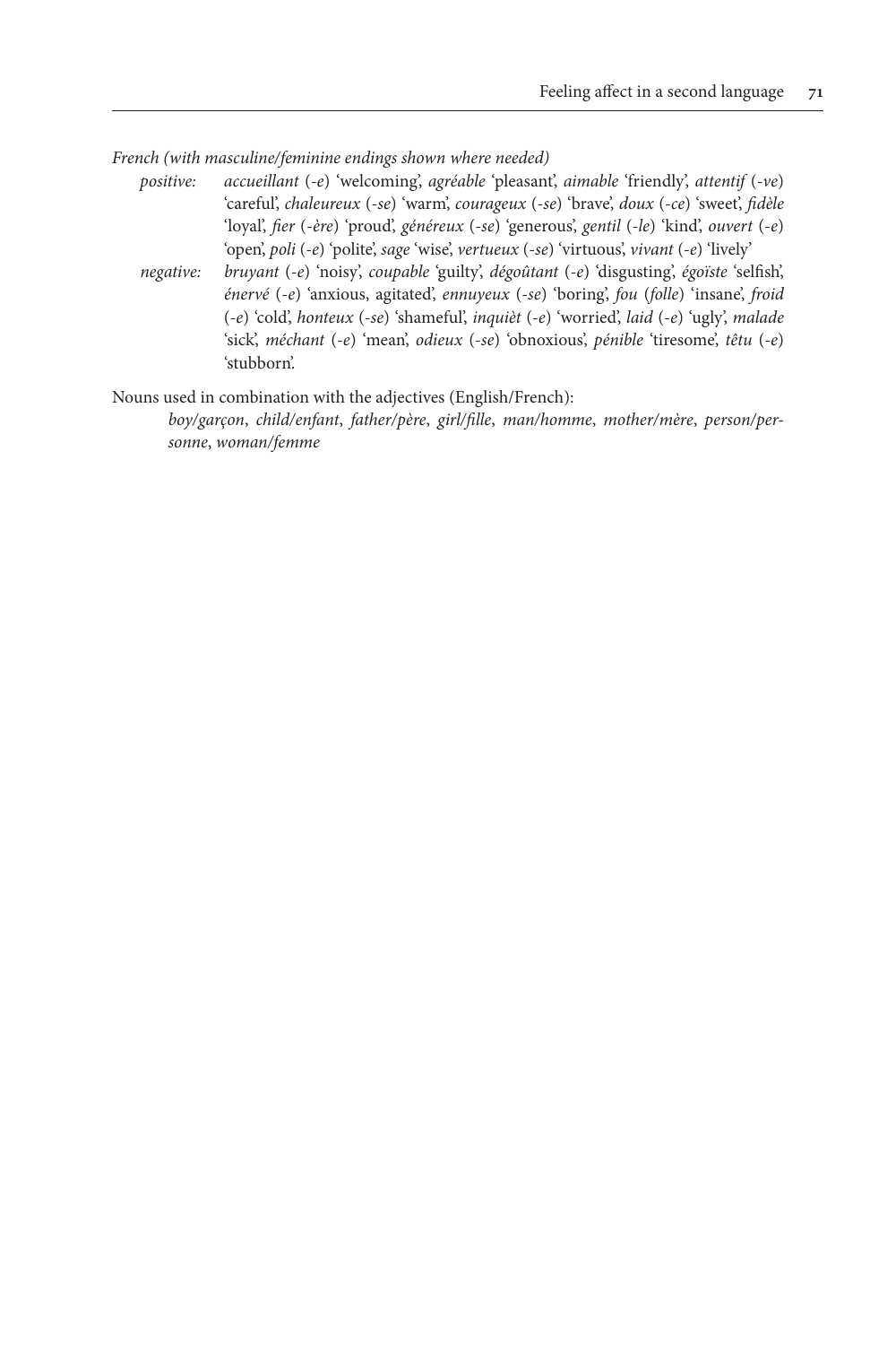*French (with masculine/feminine endings shown where needed)*

*positive:* *accueillant* (*-e*) 'welcoming', *agréable* 'pleasant', *aimable* 'friendly', *attentif* (*-ve*) 'careful', *chaleureux* (*-se*) 'warm', *courageux* (*-se*) 'brave', *doux* (*-ce*) 'sweet', *fidèle* 'loyal', *fier* (*-ère*) 'proud', *généreux* (*-se*) 'generous', *gentil* (*-le*) 'kind', *ouvert* (*-e*) 'open', *poli* (*-e*) 'polite', *sage* 'wise', *vertueux* (*-se*) 'virtuous', *vivant* (*-e*) 'lively'

*negative:* *bruyant* (*-e*) 'noisy', *coupable* 'guilty', *dégoûtant* (*-e*) 'disgusting', *égoïste* 'selfish', *énervé* (*-e*) 'anxious, agitated', *ennuyeux* (*-se*) 'boring', *fou* (*folle*) 'insane', *froid* (*-e*) 'cold', *honteux* (*-se*) 'shameful', *inquièt* (*-e*) 'worried', *laid* (*-e*) 'ugly', *malade* 'sick', *méchant* (*-e*) 'mean', *odieux* (*-se*) 'obnoxious', *pénible* 'tiresome', *têtu* (*-e*) 'stubborn'.

Nouns used in combination with the adjectives (English/French):

*boy/garçon*, *child/enfant*, *father/père*, *girl/fille*, *man/homme*, *mother/mère*, *person/personne*, *woman/femme*